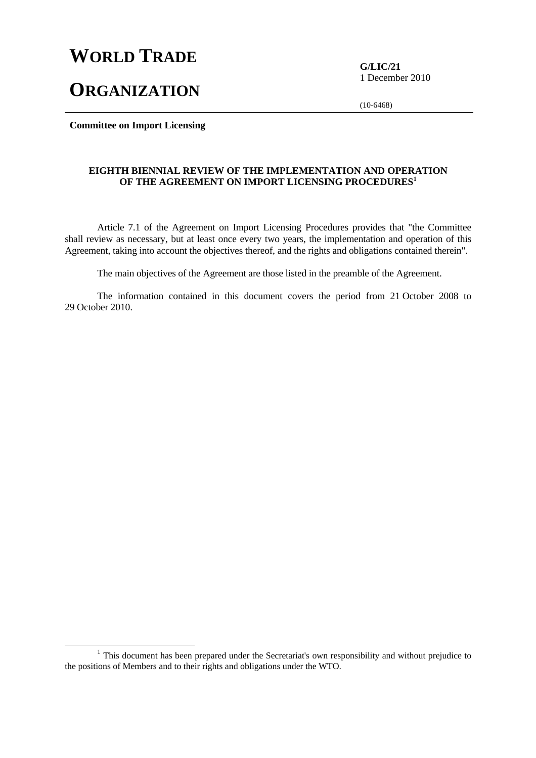# WORLD TRADE ORGANIZATION

**G/LIC/21**
1 December 2010

(10-6468)

**Committee on Import Licensing**

## EIGHTH BIENNIAL REVIEW OF THE IMPLEMENTATION AND OPERATION OF THE AGREEMENT ON IMPORT LICENSING PROCEDURES[1]

Article 7.1 of the Agreement on Import Licensing Procedures provides that "the Committee shall review as necessary, but at least once every two years, the implementation and operation of this Agreement, taking into account the objectives thereof, and the rights and obligations contained therein".

The main objectives of the Agreement are those listed in the preamble of the Agreement.

The information contained in this document covers the period from 21 October 2008 to 29 October 2010.

[1] This document has been prepared under the Secretariat's own responsibility and without prejudice to the positions of Members and to their rights and obligations under the WTO.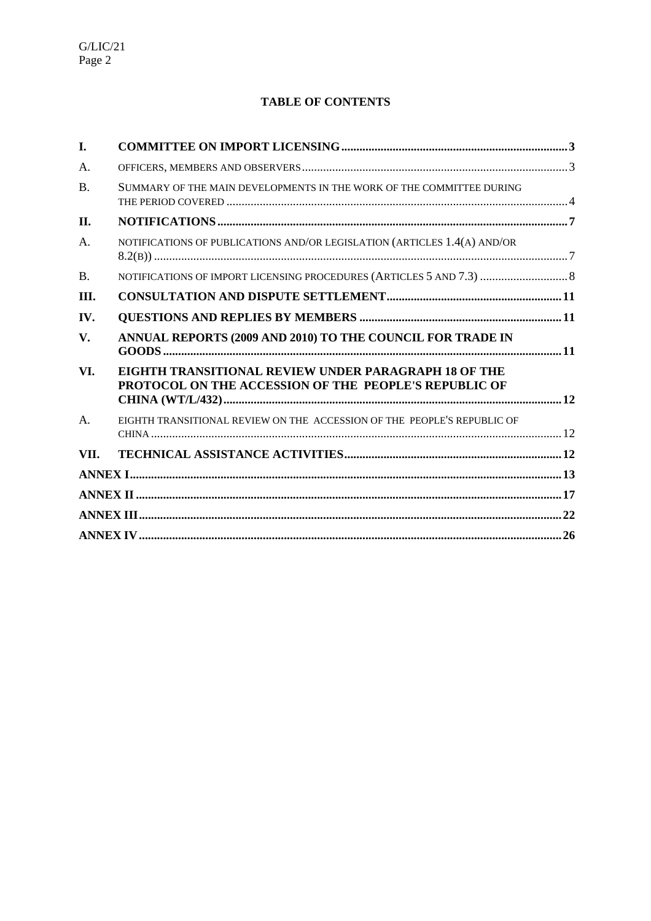**TABLE OF CONTENTS**

| | | |
|---|---|---|
| **I.** | **COMMITTEE ON IMPORT LICENSING** | **3** |
| A. | OFFICERS, MEMBERS AND OBSERVERS | 3 |
| B. | SUMMARY OF THE MAIN DEVELOPMENTS IN THE WORK OF THE COMMITTEE DURING THE PERIOD COVERED | 4 |
| **II.** | **NOTIFICATIONS** | **7** |
| A. | NOTIFICATIONS OF PUBLICATIONS AND/OR LEGISLATION (ARTICLES 1.4(A) AND/OR 8.2(B)) | 7 |
| B. | NOTIFICATIONS OF IMPORT LICENSING PROCEDURES (ARTICLES 5 AND 7.3) | 8 |
| **III.** | **CONSULTATION AND DISPUTE SETTLEMENT** | **11** |
| **IV.** | **QUESTIONS AND REPLIES BY MEMBERS** | **11** |
| **V.** | **ANNUAL REPORTS (2009 AND 2010) TO THE COUNCIL FOR TRADE IN GOODS** | **11** |
| **VI.** | **EIGHTH TRANSITIONAL REVIEW UNDER PARAGRAPH 18 OF THE PROTOCOL ON THE ACCESSION OF THE PEOPLE'S REPUBLIC OF CHINA (WT/L/432)** | **12** |
| A. | EIGHTH TRANSITIONAL REVIEW ON THE ACCESSION OF THE PEOPLE'S REPUBLIC OF CHINA | 12 |
| **VII.** | **TECHNICAL ASSISTANCE ACTIVITIES** | **12** |
| **ANNEX I** | | **13** |
| **ANNEX II** | | **17** |
| **ANNEX III** | | **22** |
| **ANNEX IV** | | **26** |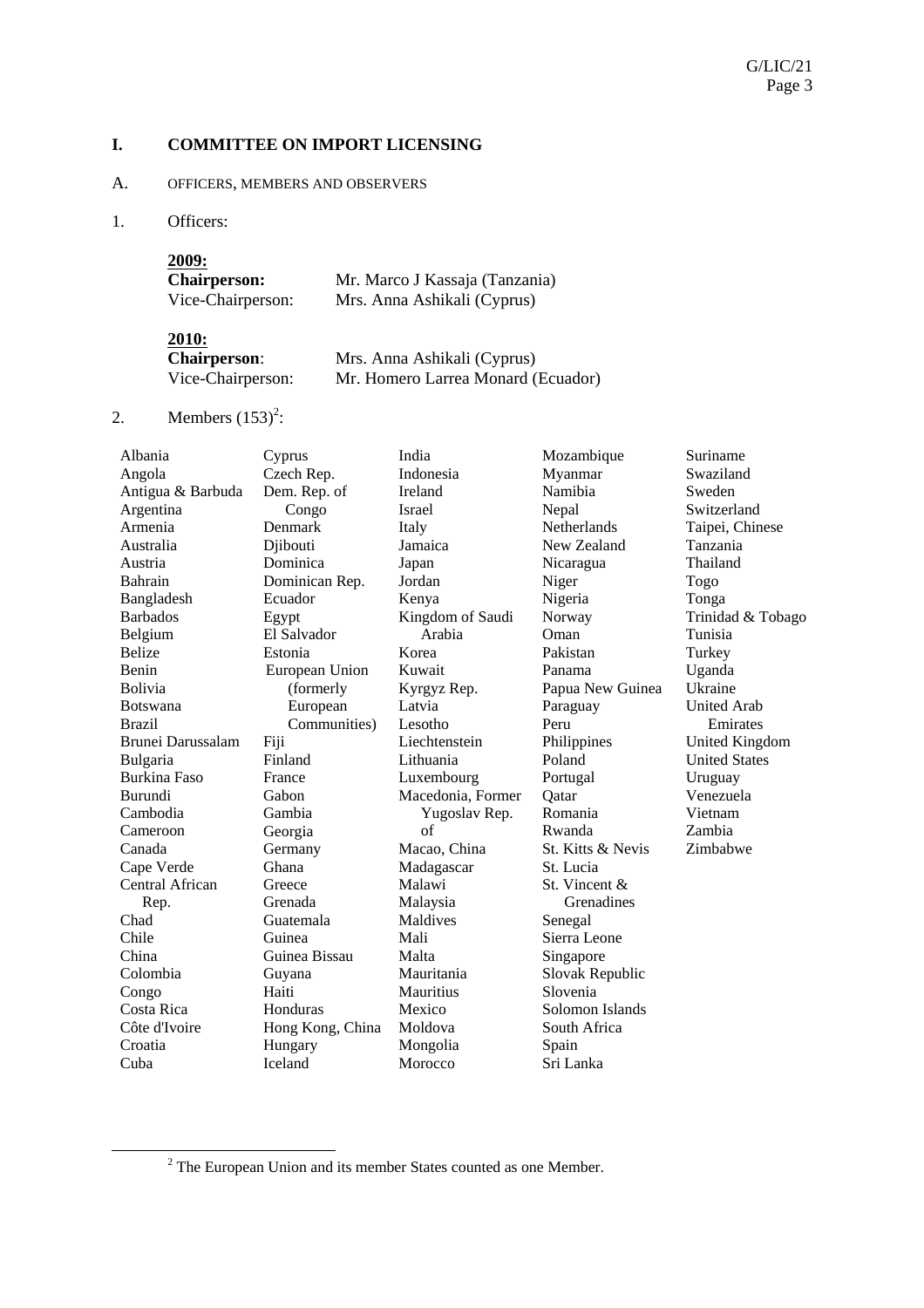# I. COMMITTEE ON IMPORT LICENSING

## A. OFFICERS, MEMBERS AND OBSERVERS

1. Officers:

**2009:**

**Chairperson:** Mr. Marco J Kassaja (Tanzania)
Vice-Chairperson: Mrs. Anna Ashikali (Cyprus)

**2010:**

**Chairperson**: Mrs. Anna Ashikali (Cyprus)
Vice-Chairperson: Mr. Homero Larrea Monard (Ecuador)

2. Members (153)[2]:

Albania
Angola
Antigua & Barbuda
Argentina
Armenia
Australia
Austria
Bahrain
Bangladesh
Barbados
Belgium
Belize
Benin
Bolivia
Botswana
Brazil
Brunei Darussalam
Bulgaria
Burkina Faso
Burundi
Cambodia
Cameroon
Canada
Cape Verde
Central African Rep.
Chad
Chile
China
Colombia
Congo
Costa Rica
Côte d'Ivoire
Croatia
Cuba
Cyprus
Czech Rep.
Dem. Rep. of Congo
Denmark
Djibouti
Dominica
Dominican Rep.
Ecuador
Egypt
El Salvador
Estonia
European Union (formerly European Communities)
Fiji
Finland
France
Gabon
Gambia
Georgia
Germany
Ghana
Greece
Grenada
Guatemala
Guinea
Guinea Bissau
Guyana
Haiti
Honduras
Hong Kong, China
Hungary
Iceland
India
Indonesia
Ireland
Israel
Italy
Jamaica
Japan
Jordan
Kenya
Kingdom of Saudi Arabia
Korea
Kuwait
Kyrgyz Rep.
Latvia
Lesotho
Liechtenstein
Lithuania
Luxembourg
Macedonia, Former Yugoslav Rep. of
Macao, China
Madagascar
Malawi
Malaysia
Maldives
Mali
Malta
Mauritania
Mauritius
Mexico
Moldova
Mongolia
Morocco
Mozambique
Myanmar
Namibia
Nepal
Netherlands
New Zealand
Nicaragua
Niger
Nigeria
Norway
Oman
Pakistan
Panama
Papua New Guinea
Paraguay
Peru
Philippines
Poland
Portugal
Qatar
Romania
Rwanda
St. Kitts & Nevis
St. Lucia
St. Vincent & Grenadines
Senegal
Sierra Leone
Singapore
Slovak Republic
Slovenia
Solomon Islands
South Africa
Spain
Sri Lanka
Suriname
Swaziland
Sweden
Switzerland
Taipei, Chinese
Tanzania
Thailand
Togo
Tonga
Trinidad & Tobago
Tunisia
Turkey
Uganda
Ukraine
United Arab Emirates
United Kingdom
United States
Uruguay
Venezuela
Vietnam
Zambia
Zimbabwe

[2] The European Union and its member States counted as one Member.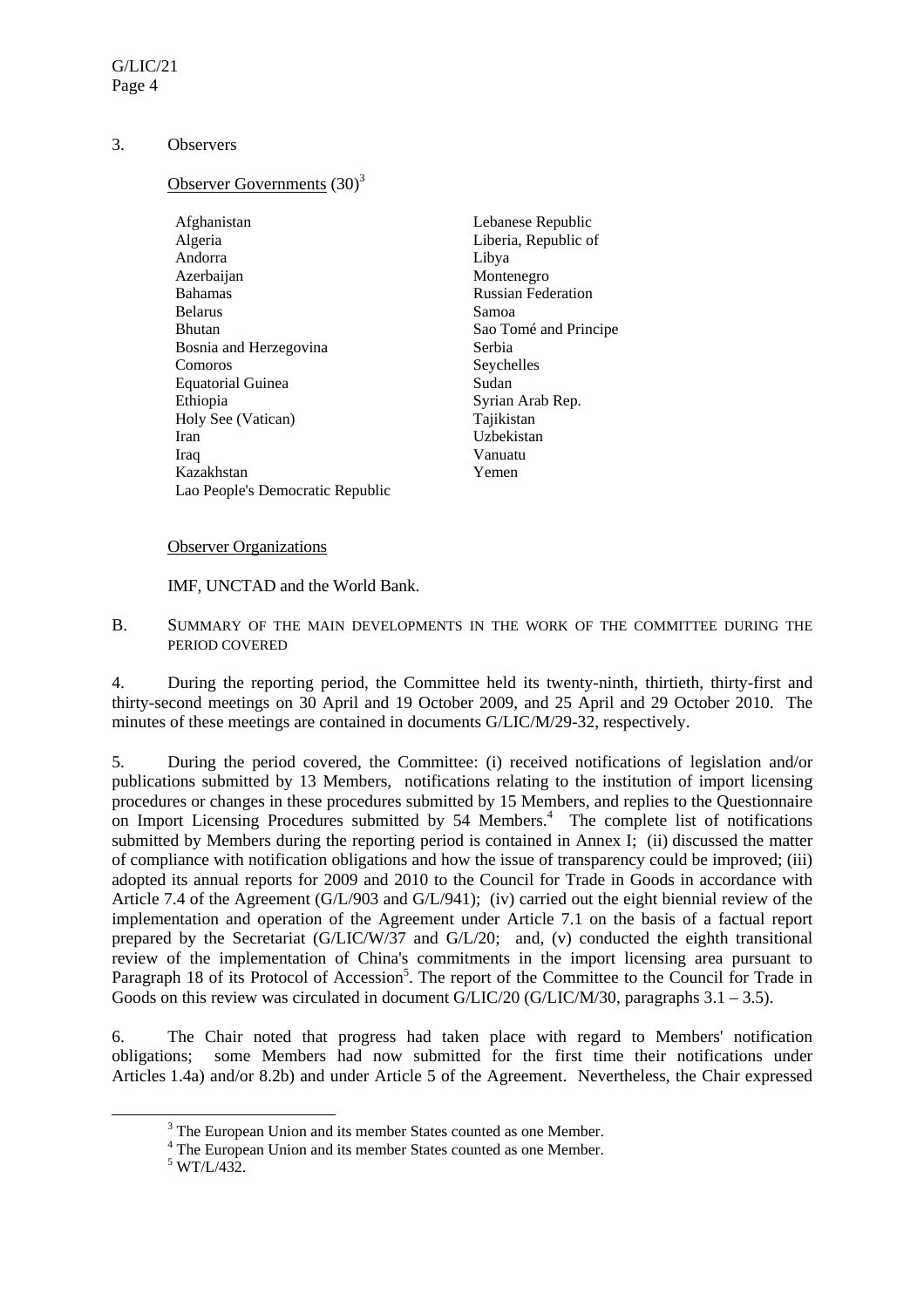3. Observers

Observer Governments (30)[3]

Afghanistan
Algeria
Andorra
Azerbaijan
Bahamas
Belarus
Bhutan
Bosnia and Herzegovina
Comoros
Equatorial Guinea
Ethiopia
Holy See (Vatican)
Iran
Iraq
Kazakhstan
Lao People's Democratic Republic
Lebanese Republic
Liberia, Republic of
Libya
Montenegro
Russian Federation
Samoa
Sao Tomé and Principe
Serbia
Seychelles
Sudan
Syrian Arab Rep.
Tajikistan
Uzbekistan
Vanuatu
Yemen

Observer Organizations

IMF, UNCTAD and the World Bank.

## B. SUMMARY OF THE MAIN DEVELOPMENTS IN THE WORK OF THE COMMITTEE DURING THE PERIOD COVERED

4. During the reporting period, the Committee held its twenty-ninth, thirtieth, thirty-first and thirty-second meetings on 30 April and 19 October 2009, and 25 April and 29 October 2010. The minutes of these meetings are contained in documents G/LIC/M/29-32, respectively.

5. During the period covered, the Committee: (i) received notifications of legislation and/or publications submitted by 13 Members, notifications relating to the institution of import licensing procedures or changes in these procedures submitted by 15 Members, and replies to the Questionnaire on Import Licensing Procedures submitted by 54 Members.[4] The complete list of notifications submitted by Members during the reporting period is contained in Annex I; (ii) discussed the matter of compliance with notification obligations and how the issue of transparency could be improved; (iii) adopted its annual reports for 2009 and 2010 to the Council for Trade in Goods in accordance with Article 7.4 of the Agreement (G/L/903 and G/L/941); (iv) carried out the eight biennial review of the implementation and operation of the Agreement under Article 7.1 on the basis of a factual report prepared by the Secretariat (G/LIC/W/37 and G/L/20; and, (v) conducted the eighth transitional review of the implementation of China's commitments in the import licensing area pursuant to Paragraph 18 of its Protocol of Accession[5]. The report of the Committee to the Council for Trade in Goods on this review was circulated in document G/LIC/20 (G/LIC/M/30, paragraphs 3.1 – 3.5).

6. The Chair noted that progress had taken place with regard to Members' notification obligations; some Members had now submitted for the first time their notifications under Articles 1.4a) and/or 8.2b) and under Article 5 of the Agreement. Nevertheless, the Chair expressed

[3] The European Union and its member States counted as one Member.
[4] The European Union and its member States counted as one Member.
[5] WT/L/432.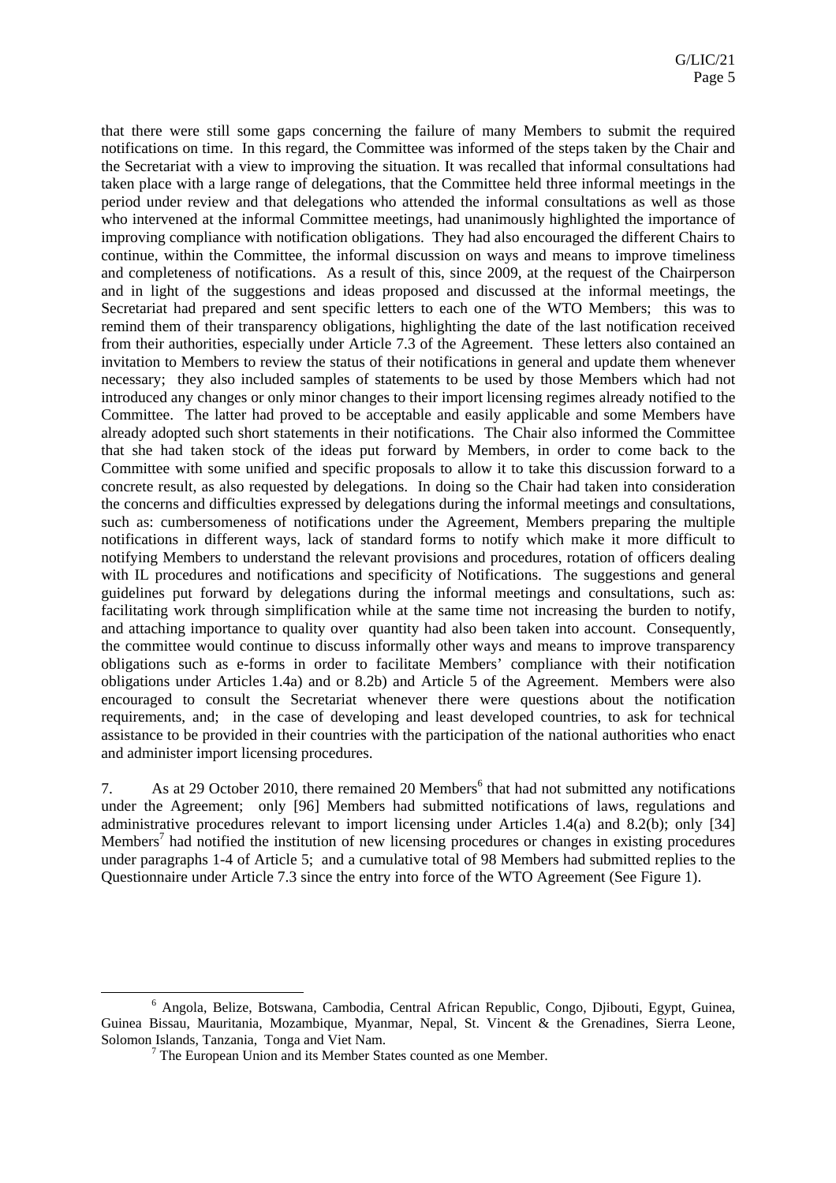that there were still some gaps concerning the failure of many Members to submit the required notifications on time. In this regard, the Committee was informed of the steps taken by the Chair and the Secretariat with a view to improving the situation. It was recalled that informal consultations had taken place with a large range of delegations, that the Committee held three informal meetings in the period under review and that delegations who attended the informal consultations as well as those who intervened at the informal Committee meetings, had unanimously highlighted the importance of improving compliance with notification obligations. They had also encouraged the different Chairs to continue, within the Committee, the informal discussion on ways and means to improve timeliness and completeness of notifications. As a result of this, since 2009, at the request of the Chairperson and in light of the suggestions and ideas proposed and discussed at the informal meetings, the Secretariat had prepared and sent specific letters to each one of the WTO Members; this was to remind them of their transparency obligations, highlighting the date of the last notification received from their authorities, especially under Article 7.3 of the Agreement. These letters also contained an invitation to Members to review the status of their notifications in general and update them whenever necessary; they also included samples of statements to be used by those Members which had not introduced any changes or only minor changes to their import licensing regimes already notified to the Committee. The latter had proved to be acceptable and easily applicable and some Members have already adopted such short statements in their notifications. The Chair also informed the Committee that she had taken stock of the ideas put forward by Members, in order to come back to the Committee with some unified and specific proposals to allow it to take this discussion forward to a concrete result, as also requested by delegations. In doing so the Chair had taken into consideration the concerns and difficulties expressed by delegations during the informal meetings and consultations, such as: cumbersomeness of notifications under the Agreement, Members preparing the multiple notifications in different ways, lack of standard forms to notify which make it more difficult to notifying Members to understand the relevant provisions and procedures, rotation of officers dealing with IL procedures and notifications and specificity of Notifications. The suggestions and general guidelines put forward by delegations during the informal meetings and consultations, such as: facilitating work through simplification while at the same time not increasing the burden to notify, and attaching importance to quality over quantity had also been taken into account. Consequently, the committee would continue to discuss informally other ways and means to improve transparency obligations such as e-forms in order to facilitate Members' compliance with their notification obligations under Articles 1.4a) and or 8.2b) and Article 5 of the Agreement. Members were also encouraged to consult the Secretariat whenever there were questions about the notification requirements, and; in the case of developing and least developed countries, to ask for technical assistance to be provided in their countries with the participation of the national authorities who enact and administer import licensing procedures.

7. As at 29 October 2010, there remained 20 Members[6] that had not submitted any notifications under the Agreement; only [96] Members had submitted notifications of laws, regulations and administrative procedures relevant to import licensing under Articles 1.4(a) and 8.2(b); only [34] Members[7] had notified the institution of new licensing procedures or changes in existing procedures under paragraphs 1-4 of Article 5; and a cumulative total of 98 Members had submitted replies to the Questionnaire under Article 7.3 since the entry into force of the WTO Agreement (See Figure 1).

---

[6] Angola, Belize, Botswana, Cambodia, Central African Republic, Congo, Djibouti, Egypt, Guinea, Guinea Bissau, Mauritania, Mozambique, Myanmar, Nepal, St. Vincent & the Grenadines, Sierra Leone, Solomon Islands, Tanzania, Tonga and Viet Nam.

[7] The European Union and its Member States counted as one Member.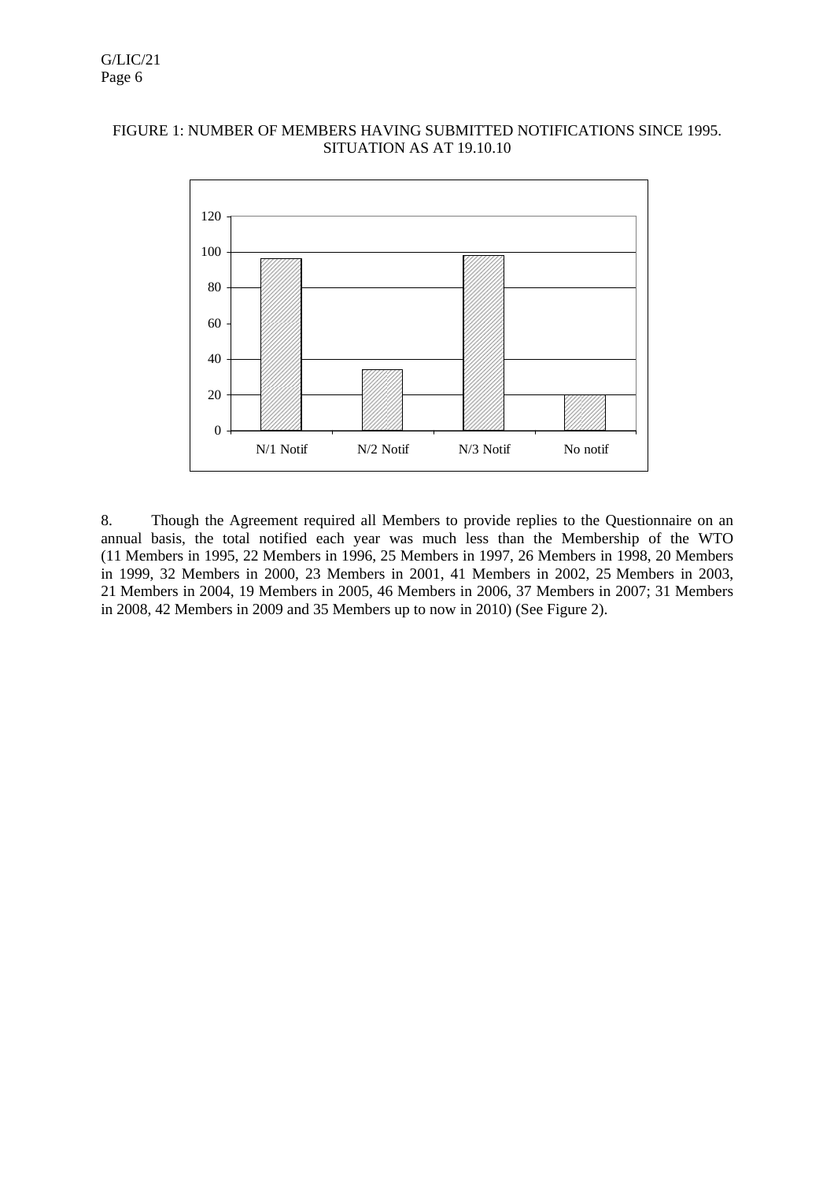FIGURE 1: NUMBER OF MEMBERS HAVING SUBMITTED NOTIFICATIONS SINCE 1995. SITUATION AS AT 19.10.10

8. Though the Agreement required all Members to provide replies to the Questionnaire on an annual basis, the total notified each year was much less than the Membership of the WTO (11 Members in 1995, 22 Members in 1996, 25 Members in 1997, 26 Members in 1998, 20 Members in 1999, 32 Members in 2000, 23 Members in 2001, 41 Members in 2002, 25 Members in 2003, 21 Members in 2004, 19 Members in 2005, 46 Members in 2006, 37 Members in 2007; 31 Members in 2008, 42 Members in 2009 and 35 Members up to now in 2010) (See Figure 2).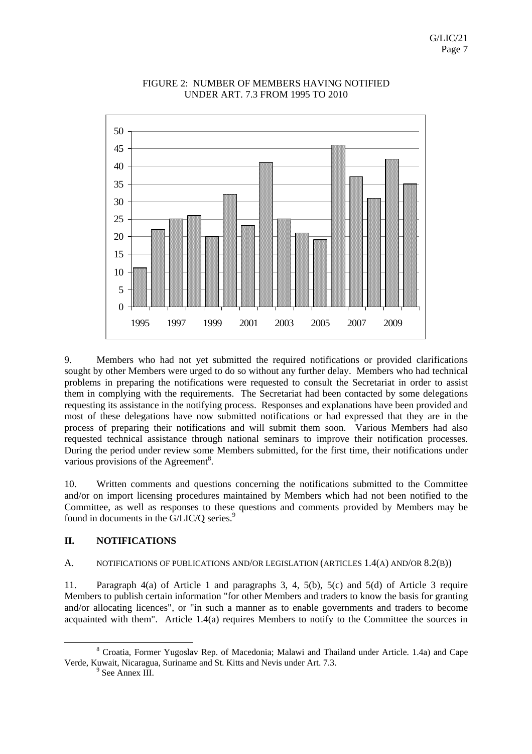FIGURE 2: NUMBER OF MEMBERS HAVING NOTIFIED UNDER ART. 7.3 FROM 1995 TO 2010

| Year | Number of Members |
|---|---|
| 1995 | 11 |
| 1996 | 22 |
| 1997 | 25 |
| 1998 | 26 |
| 1999 | 20 |
| 2000 | 32 |
| 2001 | 23 |
| 2002 | 41 |
| 2003 | 25 |
| 2004 | 21 |
| 2005 | 19 |
| 2006 | 46 |
| 2007 | 37 |
| 2008 | 31 |
| 2009 | 42 |
| 2010 | 35 |

9. Members who had not yet submitted the required notifications or provided clarifications sought by other Members were urged to do so without any further delay. Members who had technical problems in preparing the notifications were requested to consult the Secretariat in order to assist them in complying with the requirements. The Secretariat had been contacted by some delegations requesting its assistance in the notifying process. Responses and explanations have been provided and most of these delegations have now submitted notifications or had expressed that they are in the process of preparing their notifications and will submit them soon. Various Members had also requested technical assistance through national seminars to improve their notification processes. During the period under review some Members submitted, for the first time, their notifications under various provisions of the Agreement[8].

10. Written comments and questions concerning the notifications submitted to the Committee and/or on import licensing procedures maintained by Members which had not been notified to the Committee, as well as responses to these questions and comments provided by Members may be found in documents in the G/LIC/Q series.[9]

## II. NOTIFICATIONS

### A. NOTIFICATIONS OF PUBLICATIONS AND/OR LEGISLATION (ARTICLES 1.4(A) AND/OR 8.2(B))

11. Paragraph 4(a) of Article 1 and paragraphs 3, 4, 5(b), 5(c) and 5(d) of Article 3 require Members to publish certain information "for other Members and traders to know the basis for granting and/or allocating licences", or "in such a manner as to enable governments and traders to become acquainted with them". Article 1.4(a) requires Members to notify to the Committee the sources in

[8] Croatia, Former Yugoslav Rep. of Macedonia; Malawi and Thailand under Article. 1.4a) and Cape Verde, Kuwait, Nicaragua, Suriname and St. Kitts and Nevis under Art. 7.3.

[9] See Annex III.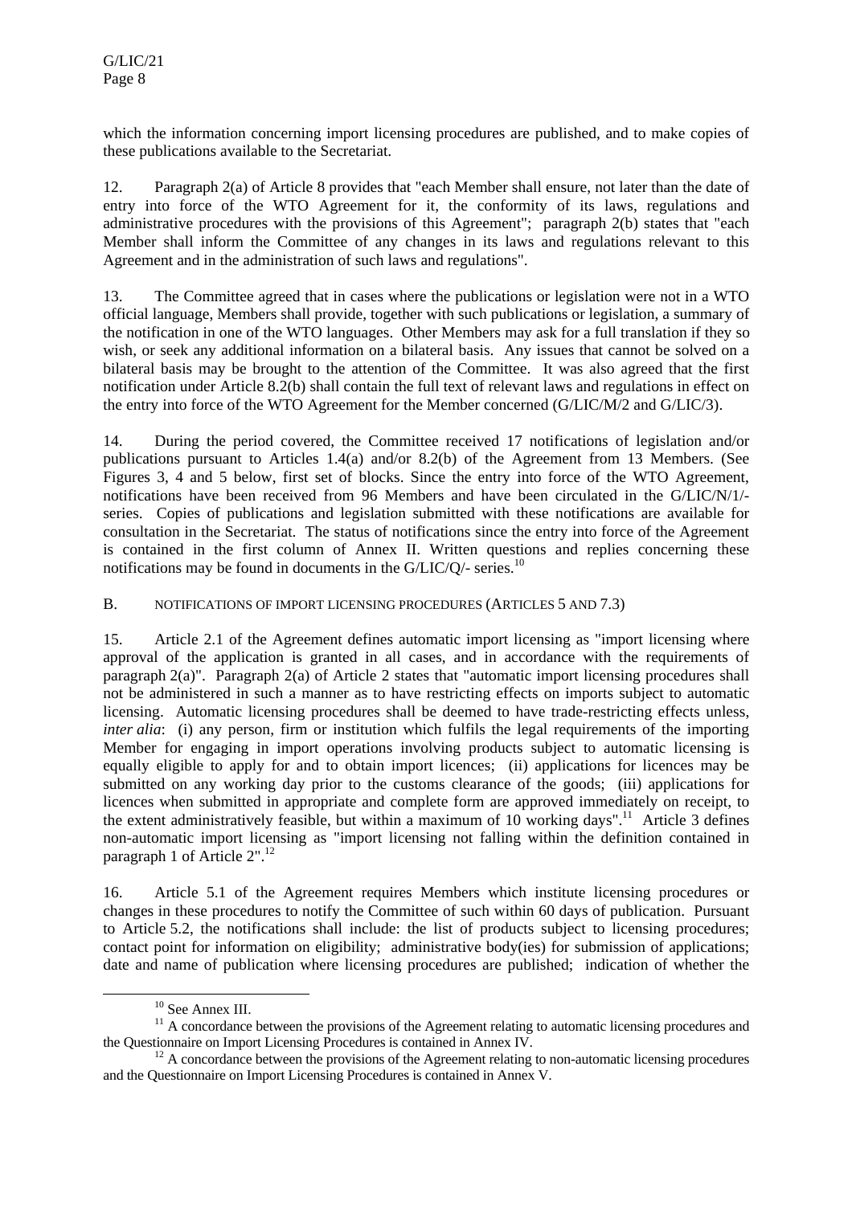which the information concerning import licensing procedures are published, and to make copies of these publications available to the Secretariat.

12. Paragraph 2(a) of Article 8 provides that "each Member shall ensure, not later than the date of entry into force of the WTO Agreement for it, the conformity of its laws, regulations and administrative procedures with the provisions of this Agreement"; paragraph 2(b) states that "each Member shall inform the Committee of any changes in its laws and regulations relevant to this Agreement and in the administration of such laws and regulations".

13. The Committee agreed that in cases where the publications or legislation were not in a WTO official language, Members shall provide, together with such publications or legislation, a summary of the notification in one of the WTO languages. Other Members may ask for a full translation if they so wish, or seek any additional information on a bilateral basis. Any issues that cannot be solved on a bilateral basis may be brought to the attention of the Committee. It was also agreed that the first notification under Article 8.2(b) shall contain the full text of relevant laws and regulations in effect on the entry into force of the WTO Agreement for the Member concerned (G/LIC/M/2 and G/LIC/3).

14. During the period covered, the Committee received 17 notifications of legislation and/or publications pursuant to Articles 1.4(a) and/or 8.2(b) of the Agreement from 13 Members. (See Figures 3, 4 and 5 below, first set of blocks. Since the entry into force of the WTO Agreement, notifications have been received from 96 Members and have been circulated in the G/LIC/N/1/- series. Copies of publications and legislation submitted with these notifications are available for consultation in the Secretariat. The status of notifications since the entry into force of the Agreement is contained in the first column of Annex II. Written questions and replies concerning these notifications may be found in documents in the G/LIC/Q/- series.[10]

## B. NOTIFICATIONS OF IMPORT LICENSING PROCEDURES (ARTICLES 5 AND 7.3)

15. Article 2.1 of the Agreement defines automatic import licensing as "import licensing where approval of the application is granted in all cases, and in accordance with the requirements of paragraph 2(a)". Paragraph 2(a) of Article 2 states that "automatic import licensing procedures shall not be administered in such a manner as to have restricting effects on imports subject to automatic licensing. Automatic licensing procedures shall be deemed to have trade-restricting effects unless, *inter alia*: (i) any person, firm or institution which fulfils the legal requirements of the importing Member for engaging in import operations involving products subject to automatic licensing is equally eligible to apply for and to obtain import licences; (ii) applications for licences may be submitted on any working day prior to the customs clearance of the goods; (iii) applications for licences when submitted in appropriate and complete form are approved immediately on receipt, to the extent administratively feasible, but within a maximum of 10 working days".[11] Article 3 defines non-automatic import licensing as "import licensing not falling within the definition contained in paragraph 1 of Article 2".[12]

16. Article 5.1 of the Agreement requires Members which institute licensing procedures or changes in these procedures to notify the Committee of such within 60 days of publication. Pursuant to Article 5.2, the notifications shall include: the list of products subject to licensing procedures; contact point for information on eligibility; administrative body(ies) for submission of applications; date and name of publication where licensing procedures are published; indication of whether the

---

[10] See Annex III.

[11] A concordance between the provisions of the Agreement relating to automatic licensing procedures and the Questionnaire on Import Licensing Procedures is contained in Annex IV.

[12] A concordance between the provisions of the Agreement relating to non-automatic licensing procedures and the Questionnaire on Import Licensing Procedures is contained in Annex V.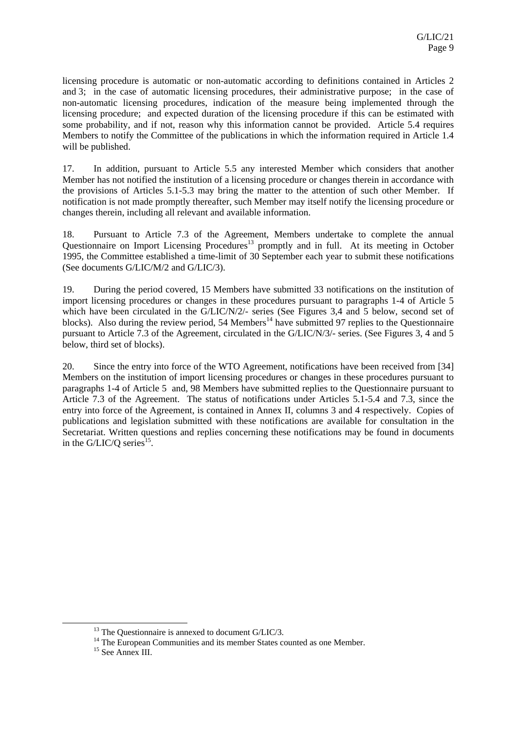licensing procedure is automatic or non-automatic according to definitions contained in Articles 2 and 3; in the case of automatic licensing procedures, their administrative purpose; in the case of non-automatic licensing procedures, indication of the measure being implemented through the licensing procedure; and expected duration of the licensing procedure if this can be estimated with some probability, and if not, reason why this information cannot be provided. Article 5.4 requires Members to notify the Committee of the publications in which the information required in Article 1.4 will be published.

17. In addition, pursuant to Article 5.5 any interested Member which considers that another Member has not notified the institution of a licensing procedure or changes therein in accordance with the provisions of Articles 5.1-5.3 may bring the matter to the attention of such other Member. If notification is not made promptly thereafter, such Member may itself notify the licensing procedure or changes therein, including all relevant and available information.

18. Pursuant to Article 7.3 of the Agreement, Members undertake to complete the annual Questionnaire on Import Licensing Procedures[13] promptly and in full. At its meeting in October 1995, the Committee established a time-limit of 30 September each year to submit these notifications (See documents G/LIC/M/2 and G/LIC/3).

19. During the period covered, 15 Members have submitted 33 notifications on the institution of import licensing procedures or changes in these procedures pursuant to paragraphs 1-4 of Article 5 which have been circulated in the G/LIC/N/2/- series (See Figures 3,4 and 5 below, second set of blocks). Also during the review period, 54 Members[14] have submitted 97 replies to the Questionnaire pursuant to Article 7.3 of the Agreement, circulated in the G/LIC/N/3/- series. (See Figures 3, 4 and 5 below, third set of blocks).

20. Since the entry into force of the WTO Agreement, notifications have been received from [34] Members on the institution of import licensing procedures or changes in these procedures pursuant to paragraphs 1-4 of Article 5 and, 98 Members have submitted replies to the Questionnaire pursuant to Article 7.3 of the Agreement. The status of notifications under Articles 5.1-5.4 and 7.3, since the entry into force of the Agreement, is contained in Annex II, columns 3 and 4 respectively. Copies of publications and legislation submitted with these notifications are available for consultation in the Secretariat. Written questions and replies concerning these notifications may be found in documents in the G/LIC/Q series[15].

---

[13] The Questionnaire is annexed to document G/LIC/3.

[14] The European Communities and its member States counted as one Member.

[15] See Annex III.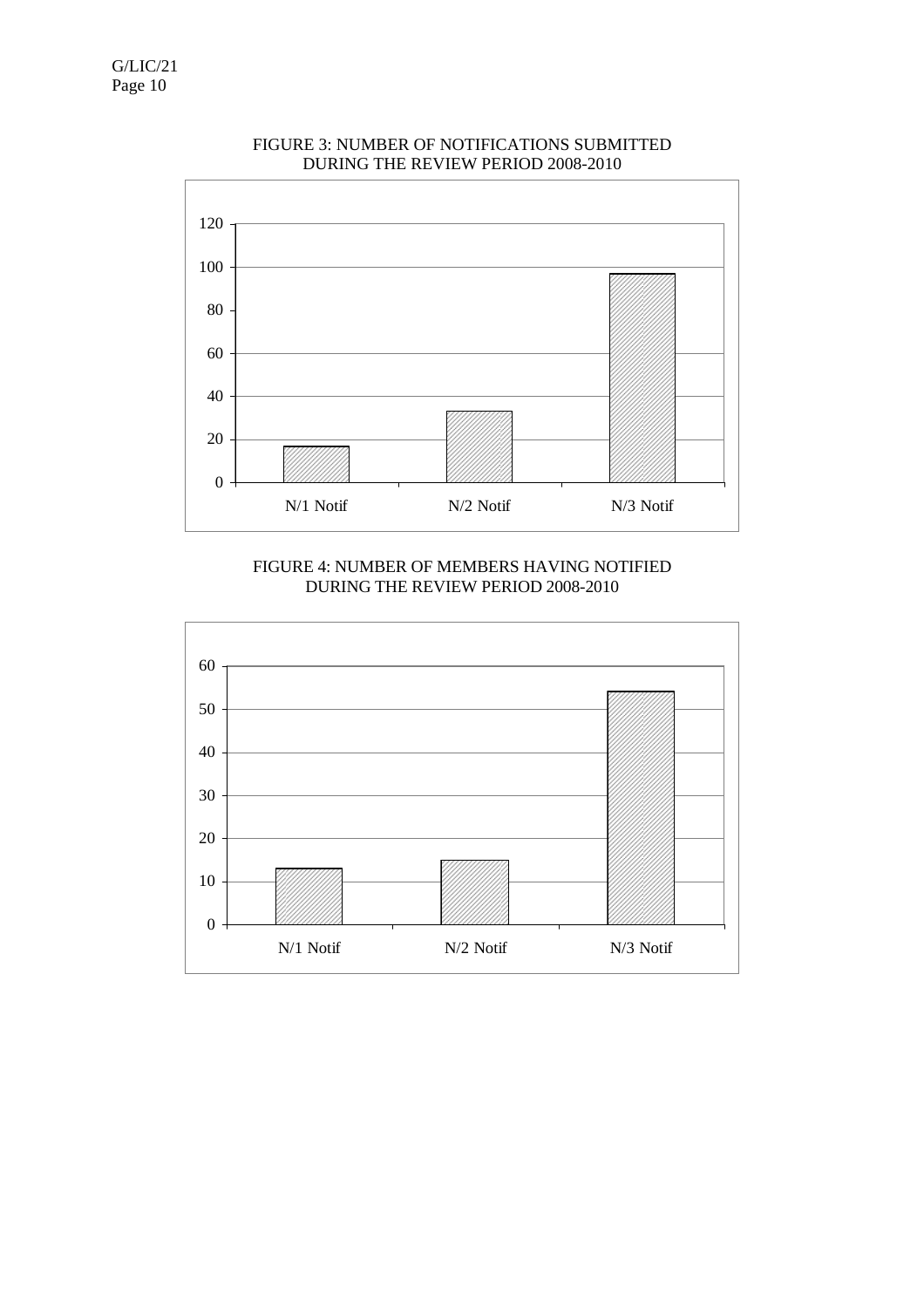FIGURE 3: NUMBER OF NOTIFICATIONS SUBMITTED DURING THE REVIEW PERIOD 2008-2010

FIGURE 4: NUMBER OF MEMBERS HAVING NOTIFIED DURING THE REVIEW PERIOD 2008-2010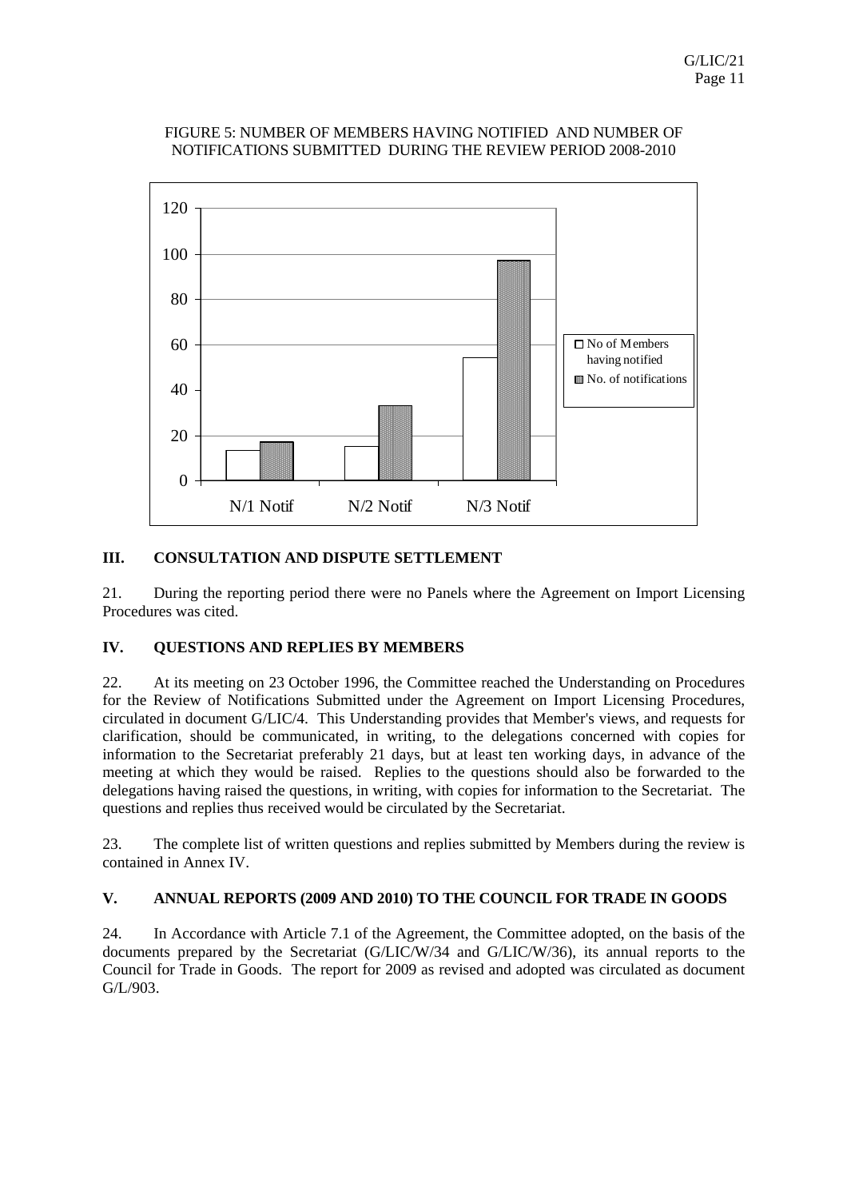FIGURE 5: NUMBER OF MEMBERS HAVING NOTIFIED AND NUMBER OF NOTIFICATIONS SUBMITTED DURING THE REVIEW PERIOD 2008-2010

## III. CONSULTATION AND DISPUTE SETTLEMENT

21. During the reporting period there were no Panels where the Agreement on Import Licensing Procedures was cited.

## IV. QUESTIONS AND REPLIES BY MEMBERS

22. At its meeting on 23 October 1996, the Committee reached the Understanding on Procedures for the Review of Notifications Submitted under the Agreement on Import Licensing Procedures, circulated in document G/LIC/4. This Understanding provides that Member's views, and requests for clarification, should be communicated, in writing, to the delegations concerned with copies for information to the Secretariat preferably 21 days, but at least ten working days, in advance of the meeting at which they would be raised. Replies to the questions should also be forwarded to the delegations having raised the questions, in writing, with copies for information to the Secretariat. The questions and replies thus received would be circulated by the Secretariat.

23. The complete list of written questions and replies submitted by Members during the review is contained in Annex IV.

## V. ANNUAL REPORTS (2009 AND 2010) TO THE COUNCIL FOR TRADE IN GOODS

24. In Accordance with Article 7.1 of the Agreement, the Committee adopted, on the basis of the documents prepared by the Secretariat (G/LIC/W/34 and G/LIC/W/36), its annual reports to the Council for Trade in Goods. The report for 2009 as revised and adopted was circulated as document G/L/903.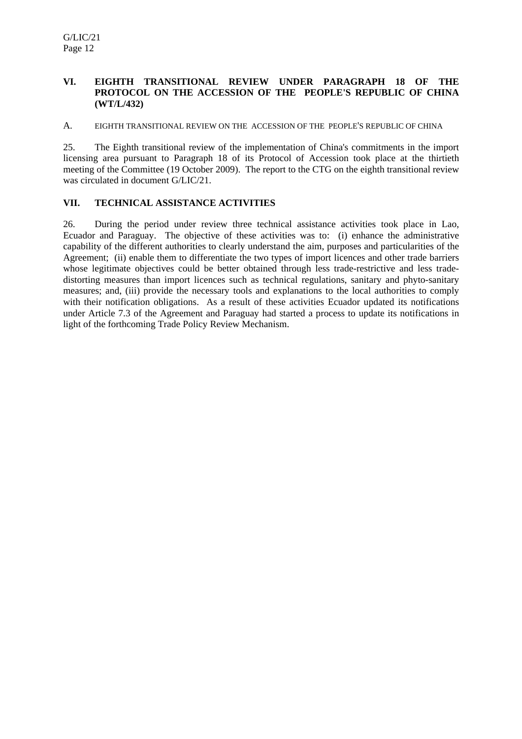## VI. EIGHTH TRANSITIONAL REVIEW UNDER PARAGRAPH 18 OF THE PROTOCOL ON THE ACCESSION OF THE PEOPLE'S REPUBLIC OF CHINA (WT/L/432)

### A. EIGHTH TRANSITIONAL REVIEW ON THE ACCESSION OF THE PEOPLE'S REPUBLIC OF CHINA

25. The Eighth transitional review of the implementation of China's commitments in the import licensing area pursuant to Paragraph 18 of its Protocol of Accession took place at the thirtieth meeting of the Committee (19 October 2009). The report to the CTG on the eighth transitional review was circulated in document G/LIC/21.

## VII. TECHNICAL ASSISTANCE ACTIVITIES

26. During the period under review three technical assistance activities took place in Lao, Ecuador and Paraguay. The objective of these activities was to: (i) enhance the administrative capability of the different authorities to clearly understand the aim, purposes and particularities of the Agreement; (ii) enable them to differentiate the two types of import licences and other trade barriers whose legitimate objectives could be better obtained through less trade-restrictive and less trade-distorting measures than import licences such as technical regulations, sanitary and phyto-sanitary measures; and, (iii) provide the necessary tools and explanations to the local authorities to comply with their notification obligations. As a result of these activities Ecuador updated its notifications under Article 7.3 of the Agreement and Paraguay had started a process to update its notifications in light of the forthcoming Trade Policy Review Mechanism.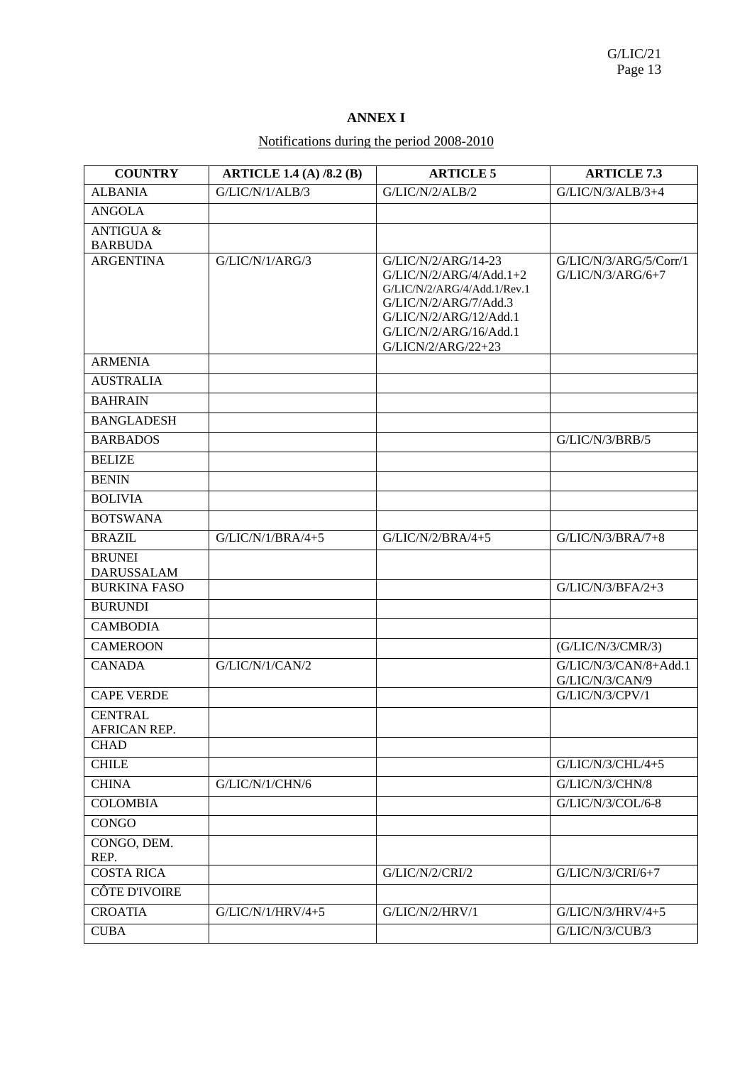**ANNEX I**

Notifications during the period 2008-2010

| COUNTRY | ARTICLE 1.4 (A) /8.2 (B) | ARTICLE 5 | ARTICLE 7.3 |
|---|---|---|---|
| ALBANIA | G/LIC/N/1/ALB/3 | G/LIC/N/2/ALB/2 | G/LIC/N/3/ALB/3+4 |
| ANGOLA | | | |
| ANTIGUA & BARBUDA | | | |
| ARGENTINA | G/LIC/N/1/ARG/3 | G/LIC/N/2/ARG/14-23<br>G/LIC/N/2/ARG/4/Add.1+2<br>G/LIC/N/2/ARG/4/Add.1/Rev.1<br>G/LIC/N/2/ARG/7/Add.3<br>G/LIC/N/2/ARG/12/Add.1<br>G/LIC/N/2/ARG/16/Add.1<br>G/LICN/2/ARG/22+23 | G/LIC/N/3/ARG/5/Corr/1<br>G/LIC/N/3/ARG/6+7 |
| ARMENIA | | | |
| AUSTRALIA | | | |
| BAHRAIN | | | |
| BANGLADESH | | | |
| BARBADOS | | | G/LIC/N/3/BRB/5 |
| BELIZE | | | |
| BENIN | | | |
| BOLIVIA | | | |
| BOTSWANA | | | |
| BRAZIL | G/LIC/N/1/BRA/4+5 | G/LIC/N/2/BRA/4+5 | G/LIC/N/3/BRA/7+8 |
| BRUNEI DARUSSALAM | | | |
| BURKINA FASO | | | G/LIC/N/3/BFA/2+3 |
| BURUNDI | | | |
| CAMBODIA | | | |
| CAMEROON | | | (G/LIC/N/3/CMR/3) |
| CANADA | G/LIC/N/1/CAN/2 | | G/LIC/N/3/CAN/8+Add.1<br>G/LIC/N/3/CAN/9 |
| CAPE VERDE | | | G/LIC/N/3/CPV/1 |
| CENTRAL AFRICAN REP. | | | |
| CHAD | | | |
| CHILE | | | G/LIC/N/3/CHL/4+5 |
| CHINA | G/LIC/N/1/CHN/6 | | G/LIC/N/3/CHN/8 |
| COLOMBIA | | | G/LIC/N/3/COL/6-8 |
| CONGO | | | |
| CONGO, DEM. REP. | | | |
| COSTA RICA | | G/LIC/N/2/CRI/2 | G/LIC/N/3/CRI/6+7 |
| CÔTE D'IVOIRE | | | |
| CROATIA | G/LIC/N/1/HRV/4+5 | G/LIC/N/2/HRV/1 | G/LIC/N/3/HRV/4+5 |
| CUBA | | | G/LIC/N/3/CUB/3 |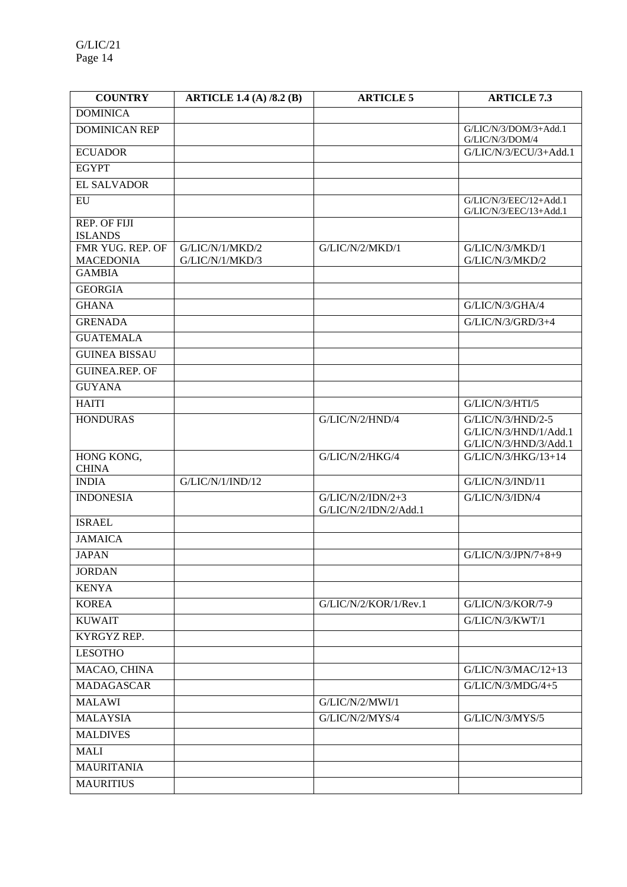| COUNTRY | ARTICLE 1.4 (A) /8.2 (B) | ARTICLE 5 | ARTICLE 7.3 |
|---|---|---|---|
| DOMINICA | | | |
| DOMINICAN REP | | | G/LIC/N/3/DOM/3+Add.1<br>G/LIC/N/3/DOM/4 |
| ECUADOR | | | G/LIC/N/3/ECU/3+Add.1 |
| EGYPT | | | |
| EL SALVADOR | | | |
| EU | | | G/LIC/N/3/EEC/12+Add.1<br>G/LIC/N/3/EEC/13+Add.1 |
| REP. OF FIJI ISLANDS | | | |
| FMR YUG. REP. OF MACEDONIA | G/LIC/N/1/MKD/2<br>G/LIC/N/1/MKD/3 | G/LIC/N/2/MKD/1 | G/LIC/N/3/MKD/1<br>G/LIC/N/3/MKD/2 |
| GAMBIA | | | |
| GEORGIA | | | |
| GHANA | | | G/LIC/N/3/GHA/4 |
| GRENADA | | | G/LIC/N/3/GRD/3+4 |
| GUATEMALA | | | |
| GUINEA BISSAU | | | |
| GUINEA.REP. OF | | | |
| GUYANA | | | |
| HAITI | | | G/LIC/N/3/HTI/5 |
| HONDURAS | | G/LIC/N/2/HND/4 | G/LIC/N/3/HND/2-5<br>G/LIC/N/3/HND/1/Add.1<br>G/LIC/N/3/HND/3/Add.1 |
| HONG KONG, CHINA | | G/LIC/N/2/HKG/4 | G/LIC/N/3/HKG/13+14 |
| INDIA | G/LIC/N/1/IND/12 | | G/LIC/N/3/IND/11 |
| INDONESIA | | G/LIC/N/2/IDN/2+3<br>G/LIC/N/2/IDN/2/Add.1 | G/LIC/N/3/IDN/4 |
| ISRAEL | | | |
| JAMAICA | | | |
| JAPAN | | | G/LIC/N/3/JPN/7+8+9 |
| JORDAN | | | |
| KENYA | | | |
| KOREA | | G/LIC/N/2/KOR/1/Rev.1 | G/LIC/N/3/KOR/7-9 |
| KUWAIT | | | G/LIC/N/3/KWT/1 |
| KYRGYZ REP. | | | |
| LESOTHO | | | |
| MACAO, CHINA | | | G/LIC/N/3/MAC/12+13 |
| MADAGASCAR | | | G/LIC/N/3/MDG/4+5 |
| MALAWI | | G/LIC/N/2/MWI/1 | |
| MALAYSIA | | G/LIC/N/2/MYS/4 | G/LIC/N/3/MYS/5 |
| MALDIVES | | | |
| MALI | | | |
| MAURITANIA | | | |
| MAURITIUS | | | |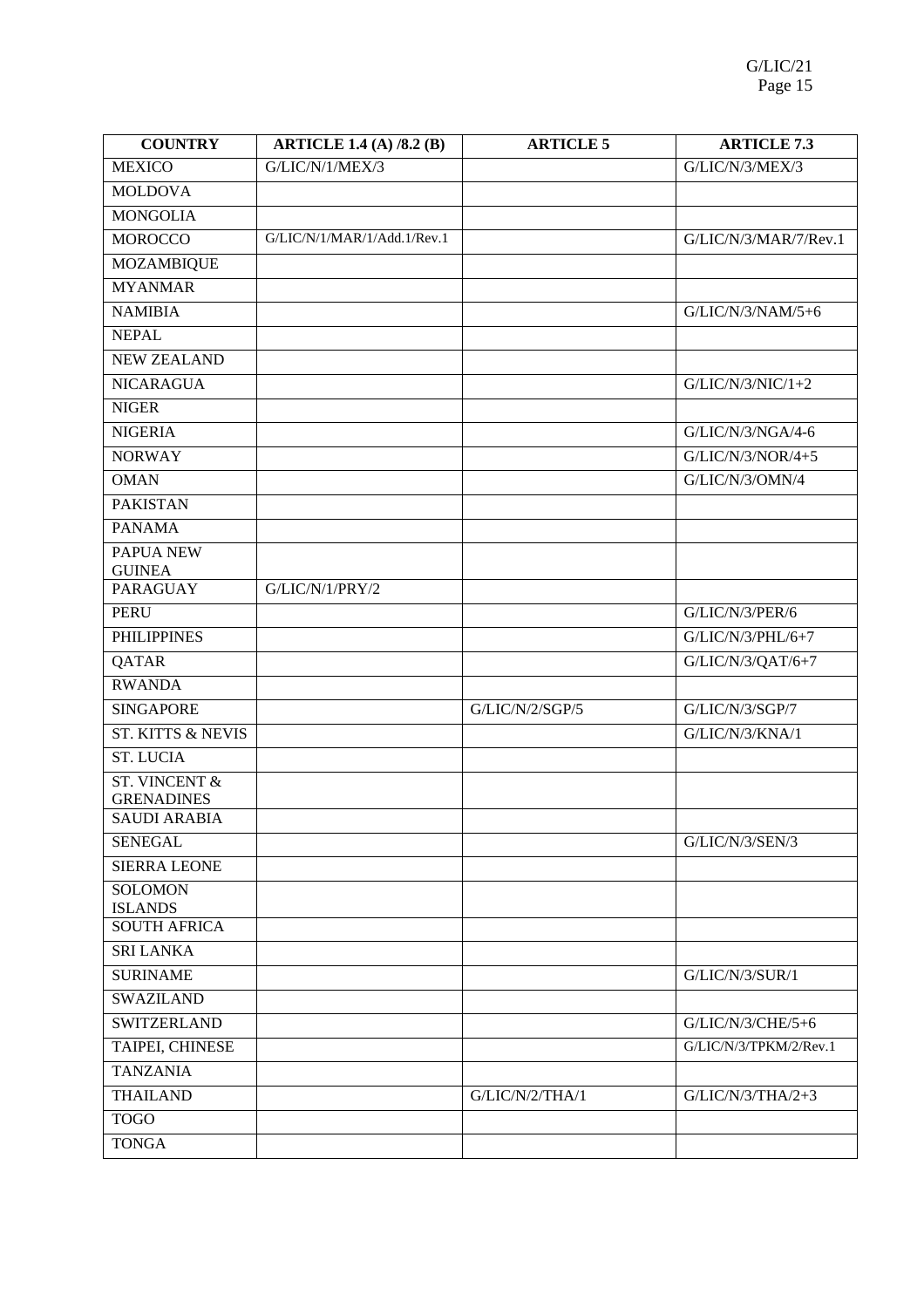| COUNTRY | ARTICLE 1.4 (A) /8.2 (B) | ARTICLE 5 | ARTICLE 7.3 |
|---|---|---|---|
| MEXICO | G/LIC/N/1/MEX/3 | | G/LIC/N/3/MEX/3 |
| MOLDOVA | | | |
| MONGOLIA | | | |
| MOROCCO | G/LIC/N/1/MAR/1/Add.1/Rev.1 | | G/LIC/N/3/MAR/7/Rev.1 |
| MOZAMBIQUE | | | |
| MYANMAR | | | |
| NAMIBIA | | | G/LIC/N/3/NAM/5+6 |
| NEPAL | | | |
| NEW ZEALAND | | | |
| NICARAGUA | | | G/LIC/N/3/NIC/1+2 |
| NIGER | | | |
| NIGERIA | | | G/LIC/N/3/NGA/4-6 |
| NORWAY | | | G/LIC/N/3/NOR/4+5 |
| OMAN | | | G/LIC/N/3/OMN/4 |
| PAKISTAN | | | |
| PANAMA | | | |
| PAPUA NEW GUINEA | | | |
| PARAGUAY | G/LIC/N/1/PRY/2 | | |
| PERU | | | G/LIC/N/3/PER/6 |
| PHILIPPINES | | | G/LIC/N/3/PHL/6+7 |
| QATAR | | | G/LIC/N/3/QAT/6+7 |
| RWANDA | | | |
| SINGAPORE | | G/LIC/N/2/SGP/5 | G/LIC/N/3/SGP/7 |
| ST. KITTS & NEVIS | | | G/LIC/N/3/KNA/1 |
| ST. LUCIA | | | |
| ST. VINCENT & GRENADINES | | | |
| SAUDI ARABIA | | | |
| SENEGAL | | | G/LIC/N/3/SEN/3 |
| SIERRA LEONE | | | |
| SOLOMON ISLANDS | | | |
| SOUTH AFRICA | | | |
| SRI LANKA | | | |
| SURINAME | | | G/LIC/N/3/SUR/1 |
| SWAZILAND | | | |
| SWITZERLAND | | | G/LIC/N/3/CHE/5+6 |
| TAIPEI, CHINESE | | | G/LIC/N/3/TPKM/2/Rev.1 |
| TANZANIA | | | |
| THAILAND | | G/LIC/N/2/THA/1 | G/LIC/N/3/THA/2+3 |
| TOGO | | | |
| TONGA | | | |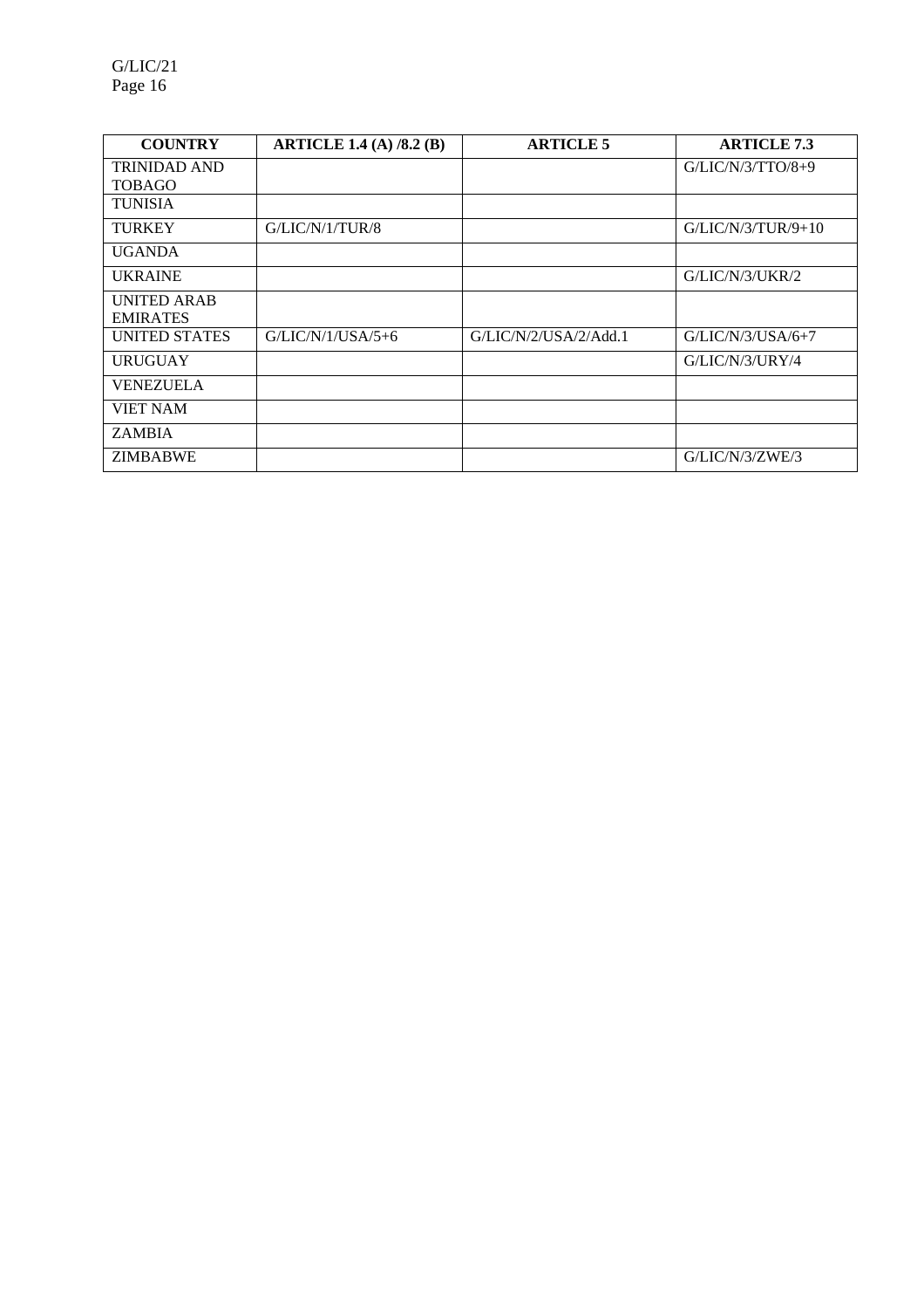| COUNTRY | ARTICLE 1.4 (A) /8.2 (B) | ARTICLE 5 | ARTICLE 7.3 |
|---|---|---|---|
| TRINIDAD AND TOBAGO | | | G/LIC/N/3/TTO/8+9 |
| TUNISIA | | | |
| TURKEY | G/LIC/N/1/TUR/8 | | G/LIC/N/3/TUR/9+10 |
| UGANDA | | | |
| UKRAINE | | | G/LIC/N/3/UKR/2 |
| UNITED ARAB EMIRATES | | | |
| UNITED STATES | G/LIC/N/1/USA/5+6 | G/LIC/N/2/USA/2/Add.1 | G/LIC/N/3/USA/6+7 |
| URUGUAY | | | G/LIC/N/3/URY/4 |
| VENEZUELA | | | |
| VIET NAM | | | |
| ZAMBIA | | | |
| ZIMBABWE | | | G/LIC/N/3/ZWE/3 |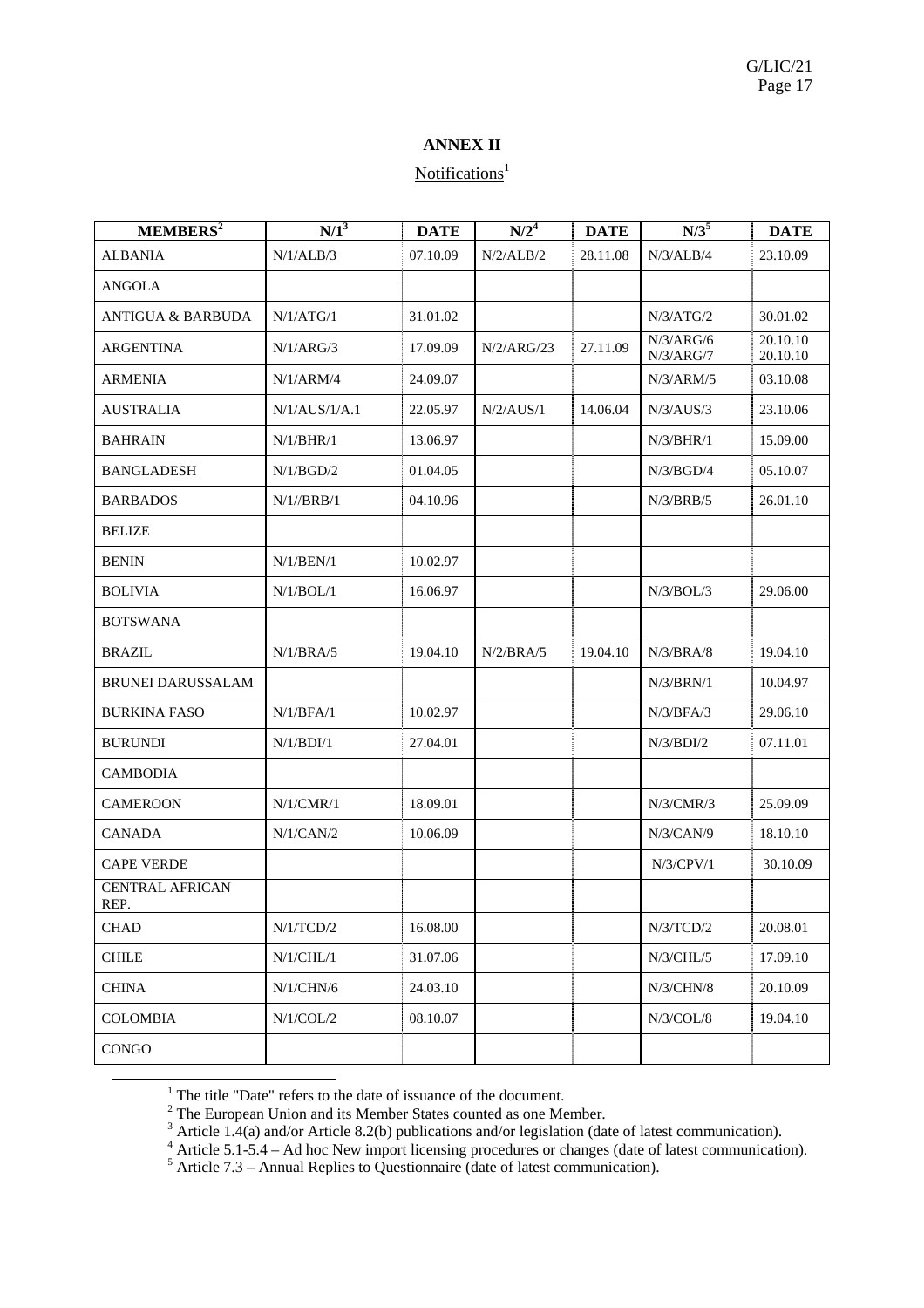## ANNEX II

Notifications[1]

| MEMBERS[2] | N/1[3] | DATE | N/2[4] | DATE | N/3[5] | DATE |
|---|---|---|---|---|---|---|
| ALBANIA | N/1/ALB/3 | 07.10.09 | N/2/ALB/2 | 28.11.08 | N/3/ALB/4 | 23.10.09 |
| ANGOLA | | | | | | |
| ANTIGUA & BARBUDA | N/1/ATG/1 | 31.01.02 | | | N/3/ATG/2 | 30.01.02 |
| ARGENTINA | N/1/ARG/3 | 17.09.09 | N/2/ARG/23 | 27.11.09 | N/3/ARG/6<br>N/3/ARG/7 | 20.10.10<br>20.10.10 |
| ARMENIA | N/1/ARM/4 | 24.09.07 | | | N/3/ARM/5 | 03.10.08 |
| AUSTRALIA | N/1/AUS/1/A.1 | 22.05.97 | N/2/AUS/1 | 14.06.04 | N/3/AUS/3 | 23.10.06 |
| BAHRAIN | N/1/BHR/1 | 13.06.97 | | | N/3/BHR/1 | 15.09.00 |
| BANGLADESH | N/1/BGD/2 | 01.04.05 | | | N/3/BGD/4 | 05.10.07 |
| BARBADOS | N/1//BRB/1 | 04.10.96 | | | N/3/BRB/5 | 26.01.10 |
| BELIZE | | | | | | |
| BENIN | N/1/BEN/1 | 10.02.97 | | | | |
| BOLIVIA | N/1/BOL/1 | 16.06.97 | | | N/3/BOL/3 | 29.06.00 |
| BOTSWANA | | | | | | |
| BRAZIL | N/1/BRA/5 | 19.04.10 | N/2/BRA/5 | 19.04.10 | N/3/BRA/8 | 19.04.10 |
| BRUNEI DARUSSALAM | | | | | N/3/BRN/1 | 10.04.97 |
| BURKINA FASO | N/1/BFA/1 | 10.02.97 | | | N/3/BFA/3 | 29.06.10 |
| BURUNDI | N/1/BDI/1 | 27.04.01 | | | N/3/BDI/2 | 07.11.01 |
| CAMBODIA | | | | | | |
| CAMEROON | N/1/CMR/1 | 18.09.01 | | | N/3/CMR/3 | 25.09.09 |
| CANADA | N/1/CAN/2 | 10.06.09 | | | N/3/CAN/9 | 18.10.10 |
| CAPE VERDE | | | | | N/3/CPV/1 | 30.10.09 |
| CENTRAL AFRICAN REP. | | | | | | |
| CHAD | N/1/TCD/2 | 16.08.00 | | | N/3/TCD/2 | 20.08.01 |
| CHILE | N/1/CHL/1 | 31.07.06 | | | N/3/CHL/5 | 17.09.10 |
| CHINA | N/1/CHN/6 | 24.03.10 | | | N/3/CHN/8 | 20.10.09 |
| COLOMBIA | N/1/COL/2 | 08.10.07 | | | N/3/COL/8 | 19.04.10 |
| CONGO | | | | | | |

[1] The title "Date" refers to the date of issuance of the document.

[2] The European Union and its Member States counted as one Member.

[3] Article 1.4(a) and/or Article 8.2(b) publications and/or legislation (date of latest communication).

[4] Article 5.1-5.4 – Ad hoc New import licensing procedures or changes (date of latest communication).

[5] Article 7.3 – Annual Replies to Questionnaire (date of latest communication).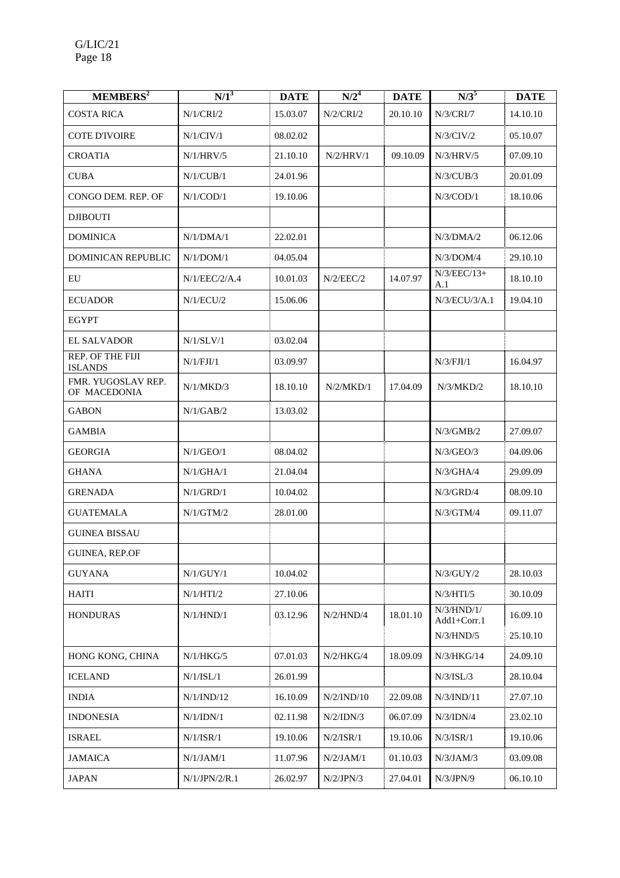| MEMBERS[2] | N/1[3] | DATE | N/2[4] | DATE | N/3[5] | DATE |
|---|---|---|---|---|---|---|
| COSTA RICA | N/1/CRI/2 | 15.03.07 | N/2/CRI/2 | 20.10.10 | N/3/CRI/7 | 14.10.10 |
| COTE D'IVOIRE | N/1/CIV/1 | 08.02.02 | | | N/3/CIV/2 | 05.10.07 |
| CROATIA | N/1/HRV/5 | 21.10.10 | N/2/HRV/1 | 09.10.09 | N/3/HRV/5 | 07.09.10 |
| CUBA | N/1/CUB/1 | 24.01.96 | | | N/3/CUB/3 | 20.01.09 |
| CONGO DEM. REP. OF | N/1/COD/1 | 19.10.06 | | | N/3/COD/1 | 18.10.06 |
| DJIBOUTI | | | | | | |
| DOMINICA | N/1/DMA/1 | 22.02.01 | | | N/3/DMA/2 | 06.12.06 |
| DOMINICAN REPUBLIC | N/1/DOM/1 | 04.05.04 | | | N/3/DOM/4 | 29.10.10 |
| EU | N/1/EEC/2/A.4 | 10.01.03 | N/2/EEC/2 | 14.07.97 | N/3/EEC/13+ A.1 | 18.10.10 |
| ECUADOR | N/1/ECU/2 | 15.06.06 | | | N/3/ECU/3/A.1 | 19.04.10 |
| EGYPT | | | | | | |
| EL SALVADOR | N/1/SLV/1 | 03.02.04 | | | | |
| REP. OF THE FIJI ISLANDS | N/1/FJI/1 | 03.09.97 | | | N/3/FJI/1 | 16.04.97 |
| FMR. YUGOSLAV REP. OF MACEDONIA | N/1/MKD/3 | 18.10.10 | N/2/MKD/1 | 17.04.09 | N/3/MKD/2 | 18.10.10 |
| GABON | N/1/GAB/2 | 13.03.02 | | | | |
| GAMBIA | | | | | N/3/GMB/2 | 27.09.07 |
| GEORGIA | N/1/GEO/1 | 08.04.02 | | | N/3/GEO/3 | 04.09.06 |
| GHANA | N/1/GHA/1 | 21.04.04 | | | N/3/GHA/4 | 29.09.09 |
| GRENADA | N/1/GRD/1 | 10.04.02 | | | N/3/GRD/4 | 08.09.10 |
| GUATEMALA | N/1/GTM/2 | 28.01.00 | | | N/3/GTM/4 | 09.11.07 |
| GUINEA BISSAU | | | | | | |
| GUINEA, REP.OF | | | | | | |
| GUYANA | N/1/GUY/1 | 10.04.02 | | | N/3/GUY/2 | 28.10.03 |
| HAITI | N/1/HTI/2 | 27.10.06 | | | N/3/HTI/5 | 30.10.09 |
| HONDURAS | N/1/HND/1 | 03.12.96 | N/2/HND/4 | 18.01.10 | N/3/HND/1/ Add1+Corr.1 | 16.09.10 |
| | | | | | N/3/HND/5 | 25.10.10 |
| HONG KONG, CHINA | N/1/HKG/5 | 07.01.03 | N/2/HKG/4 | 18.09.09 | N/3/HKG/14 | 24.09.10 |
| ICELAND | N/1/ISL/1 | 26.01.99 | | | N/3/ISL/3 | 28.10.04 |
| INDIA | N/1/IND/12 | 16.10.09 | N/2/IND/10 | 22.09.08 | N/3/IND/11 | 27.07.10 |
| INDONESIA | N/1/IDN/1 | 02.11.98 | N/2/IDN/3 | 06.07.09 | N/3/IDN/4 | 23.02.10 |
| ISRAEL | N/1/ISR/1 | 19.10.06 | N/2/ISR/1 | 19.10.06 | N/3/ISR/1 | 19.10.06 |
| JAMAICA | N/1/JAM/1 | 11.07.96 | N/2/JAM/1 | 01.10.03 | N/3/JAM/3 | 03.09.08 |
| JAPAN | N/1/JPN/2/R.1 | 26.02.97 | N/2/JPN/3 | 27.04.01 | N/3/JPN/9 | 06.10.10 |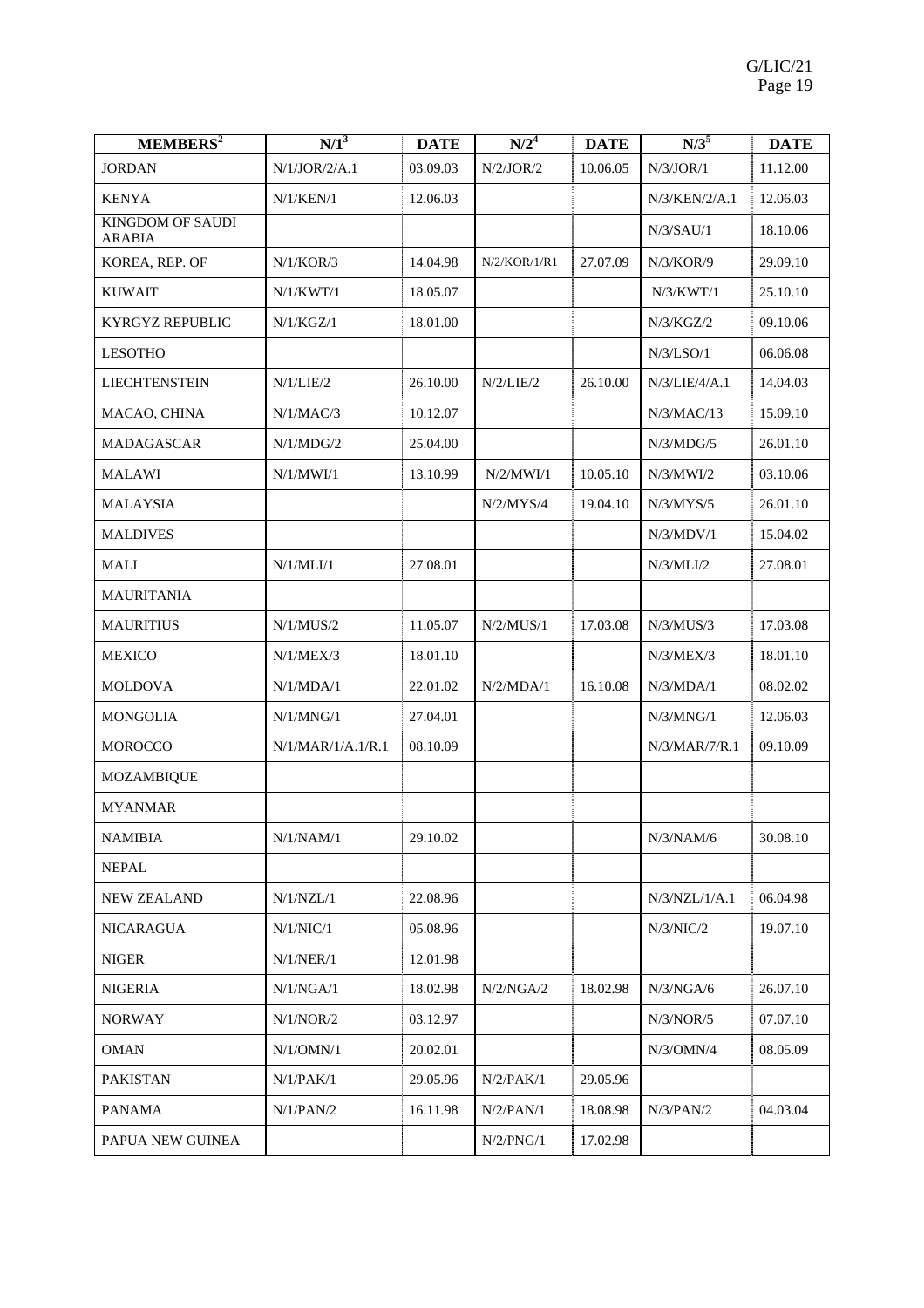| MEMBERS[2] | N/1[3] | DATE | N/2[4] | DATE | N/3[5] | DATE |
|---|---|---|---|---|---|---|
| JORDAN | N/1/JOR/2/A.1 | 03.09.03 | N/2/JOR/2 | 10.06.05 | N/3/JOR/1 | 11.12.00 |
| KENYA | N/1/KEN/1 | 12.06.03 | | | N/3/KEN/2/A.1 | 12.06.03 |
| KINGDOM OF SAUDI ARABIA | | | | | N/3/SAU/1 | 18.10.06 |
| KOREA, REP. OF | N/1/KOR/3 | 14.04.98 | N/2/KOR/1/R1 | 27.07.09 | N/3/KOR/9 | 29.09.10 |
| KUWAIT | N/1/KWT/1 | 18.05.07 | | | N/3/KWT/1 | 25.10.10 |
| KYRGYZ REPUBLIC | N/1/KGZ/1 | 18.01.00 | | | N/3/KGZ/2 | 09.10.06 |
| LESOTHO | | | | | N/3/LSO/1 | 06.06.08 |
| LIECHTENSTEIN | N/1/LIE/2 | 26.10.00 | N/2/LIE/2 | 26.10.00 | N/3/LIE/4/A.1 | 14.04.03 |
| MACAO, CHINA | N/1/MAC/3 | 10.12.07 | | | N/3/MAC/13 | 15.09.10 |
| MADAGASCAR | N/1/MDG/2 | 25.04.00 | | | N/3/MDG/5 | 26.01.10 |
| MALAWI | N/1/MWI/1 | 13.10.99 | N/2/MWI/1 | 10.05.10 | N/3/MWI/2 | 03.10.06 |
| MALAYSIA | | | N/2/MYS/4 | 19.04.10 | N/3/MYS/5 | 26.01.10 |
| MALDIVES | | | | | N/3/MDV/1 | 15.04.02 |
| MALI | N/1/MLI/1 | 27.08.01 | | | N/3/MLI/2 | 27.08.01 |
| MAURITANIA | | | | | | |
| MAURITIUS | N/1/MUS/2 | 11.05.07 | N/2/MUS/1 | 17.03.08 | N/3/MUS/3 | 17.03.08 |
| MEXICO | N/1/MEX/3 | 18.01.10 | | | N/3/MEX/3 | 18.01.10 |
| MOLDOVA | N/1/MDA/1 | 22.01.02 | N/2/MDA/1 | 16.10.08 | N/3/MDA/1 | 08.02.02 |
| MONGOLIA | N/1/MNG/1 | 27.04.01 | | | N/3/MNG/1 | 12.06.03 |
| MOROCCO | N/1/MAR/1/A.1/R.1 | 08.10.09 | | | N/3/MAR/7/R.1 | 09.10.09 |
| MOZAMBIQUE | | | | | | |
| MYANMAR | | | | | | |
| NAMIBIA | N/1/NAM/1 | 29.10.02 | | | N/3/NAM/6 | 30.08.10 |
| NEPAL | | | | | | |
| NEW ZEALAND | N/1/NZL/1 | 22.08.96 | | | N/3/NZL/1/A.1 | 06.04.98 |
| NICARAGUA | N/1/NIC/1 | 05.08.96 | | | N/3/NIC/2 | 19.07.10 |
| NIGER | N/1/NER/1 | 12.01.98 | | | | |
| NIGERIA | N/1/NGA/1 | 18.02.98 | N/2/NGA/2 | 18.02.98 | N/3/NGA/6 | 26.07.10 |
| NORWAY | N/1/NOR/2 | 03.12.97 | | | N/3/NOR/5 | 07.07.10 |
| OMAN | N/1/OMN/1 | 20.02.01 | | | N/3/OMN/4 | 08.05.09 |
| PAKISTAN | N/1/PAK/1 | 29.05.96 | N/2/PAK/1 | 29.05.96 | | |
| PANAMA | N/1/PAN/2 | 16.11.98 | N/2/PAN/1 | 18.08.98 | N/3/PAN/2 | 04.03.04 |
| PAPUA NEW GUINEA | | | N/2/PNG/1 | 17.02.98 | | |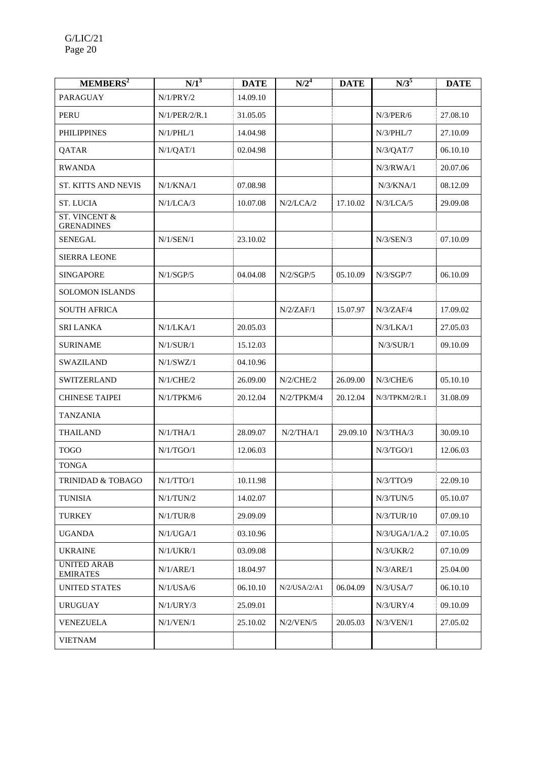| MEMBERS[2] | N/1[3] | DATE | N/2[4] | DATE | N/3[5] | DATE |
|---|---|---|---|---|---|---|
| PARAGUAY | N/1/PRY/2 | 14.09.10 | | | | |
| PERU | N/1/PER/2/R.1 | 31.05.05 | | | N/3/PER/6 | 27.08.10 |
| PHILIPPINES | N/1/PHL/1 | 14.04.98 | | | N/3/PHL/7 | 27.10.09 |
| QATAR | N/1/QAT/1 | 02.04.98 | | | N/3/QAT/7 | 06.10.10 |
| RWANDA | | | | | N/3/RWA/1 | 20.07.06 |
| ST. KITTS AND NEVIS | N/1/KNA/1 | 07.08.98 | | | N/3/KNA/1 | 08.12.09 |
| ST. LUCIA | N/1/LCA/3 | 10.07.08 | N/2/LCA/2 | 17.10.02 | N/3/LCA/5 | 29.09.08 |
| ST. VINCENT & GRENADINES | | | | | | |
| SENEGAL | N/1/SEN/1 | 23.10.02 | | | N/3/SEN/3 | 07.10.09 |
| SIERRA LEONE | | | | | | |
| SINGAPORE | N/1/SGP/5 | 04.04.08 | N/2/SGP/5 | 05.10.09 | N/3/SGP/7 | 06.10.09 |
| SOLOMON ISLANDS | | | | | | |
| SOUTH AFRICA | | | N/2/ZAF/1 | 15.07.97 | N/3/ZAF/4 | 17.09.02 |
| SRI LANKA | N/1/LKA/1 | 20.05.03 | | | N/3/LKA/1 | 27.05.03 |
| SURINAME | N/1/SUR/1 | 15.12.03 | | | N/3/SUR/1 | 09.10.09 |
| SWAZILAND | N/1/SWZ/1 | 04.10.96 | | | | |
| SWITZERLAND | N/1/CHE/2 | 26.09.00 | N/2/CHE/2 | 26.09.00 | N/3/CHE/6 | 05.10.10 |
| CHINESE TAIPEI | N/1/TPKM/6 | 20.12.04 | N/2/TPKM/4 | 20.12.04 | N/3/TPKM/2/R.1 | 31.08.09 |
| TANZANIA | | | | | | |
| THAILAND | N/1/THA/1 | 28.09.07 | N/2/THA/1 | 29.09.10 | N/3/THA/3 | 30.09.10 |
| TOGO | N/1/TGO/1 | 12.06.03 | | | N/3/TGO/1 | 12.06.03 |
| TONGA | | | | | | |
| TRINIDAD & TOBAGO | N/1/TTO/1 | 10.11.98 | | | N/3/TTO/9 | 22.09.10 |
| TUNISIA | N/1/TUN/2 | 14.02.07 | | | N/3/TUN/5 | 05.10.07 |
| TURKEY | N/1/TUR/8 | 29.09.09 | | | N/3/TUR/10 | 07.09.10 |
| UGANDA | N/1/UGA/1 | 03.10.96 | | | N/3/UGA/1/A.2 | 07.10.05 |
| UKRAINE | N/1/UKR/1 | 03.09.08 | | | N/3/UKR/2 | 07.10.09 |
| UNITED ARAB EMIRATES | N/1/ARE/1 | 18.04.97 | | | N/3/ARE/1 | 25.04.00 |
| UNITED STATES | N/1/USA/6 | 06.10.10 | N/2/USA/2/A1 | 06.04.09 | N/3/USA/7 | 06.10.10 |
| URUGUAY | N/1/URY/3 | 25.09.01 | | | N/3/URY/4 | 09.10.09 |
| VENEZUELA | N/1/VEN/1 | 25.10.02 | N/2/VEN/5 | 20.05.03 | N/3/VEN/1 | 27.05.02 |
| VIETNAM | | | | | | |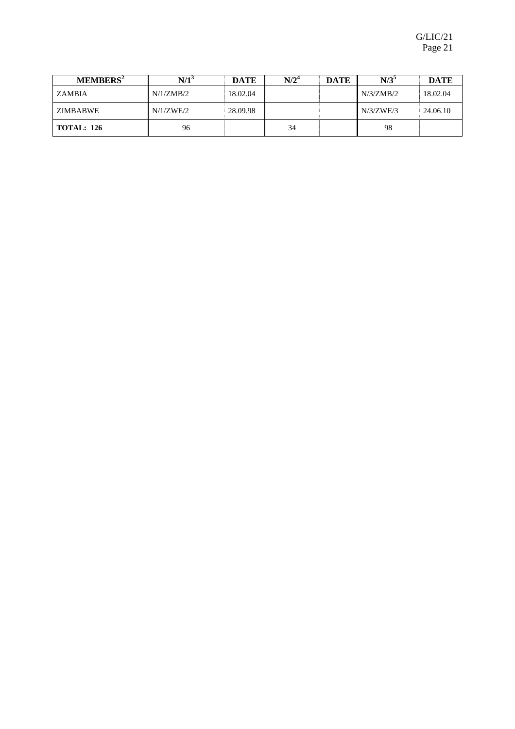| MEMBERS[2] | N/1[3] | DATE | N/2[4] | DATE | N/3[5] | DATE |
| --- | --- | --- | --- | --- | --- | --- |
| ZAMBIA | N/1/ZMB/2 | 18.02.04 | | | N/3/ZMB/2 | 18.02.04 |
| ZIMBABWE | N/1/ZWE/2 | 28.09.98 | | | N/3/ZWE/3 | 24.06.10 |
| **TOTAL: 126** | 96 | | 34 | | 98 | |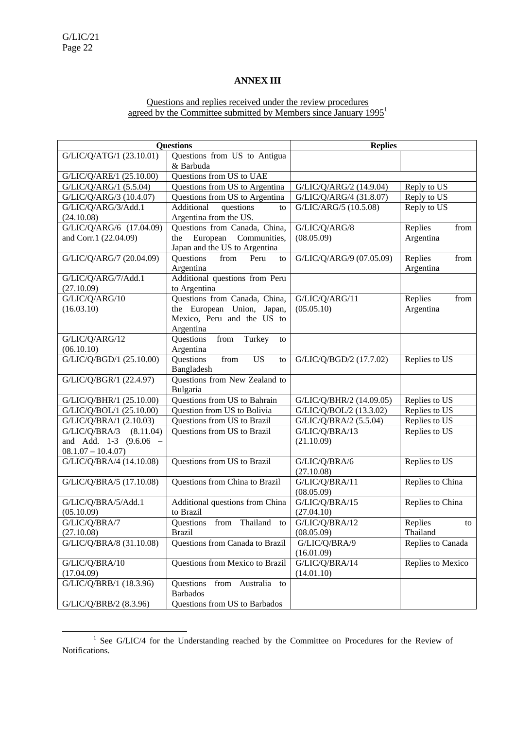**ANNEX III**

Questions and replies received under the review procedures agreed by the Committee submitted by Members since January 1995[1]

| Questions | | Replies | |
|---|---|---|---|
| G/LIC/Q/ATG/1 (23.10.01) | Questions from US to Antigua & Barbuda | | |
| G/LIC/Q/ARE/1 (25.10.00) | Questions from US to UAE | | |
| G/LIC/Q/ARG/1 (5.5.04) | Questions from US to Argentina | G/LIC/Q/ARG/2 (14.9.04) | Reply to US |
| G/LIC/Q/ARG/3 (10.4.07) | Questions from US to Argentina | G/LIC/Q/ARG/4 (31.8.07) | Reply to US |
| G/LIC/Q/ARG/3/Add.1 (24.10.08) | Additional questions to Argentina from the US. | G/LIC/ARG/5 (10.5.08) | Reply to US |
| G/LIC/Q/ARG/6 (17.04.09) and Corr.1 (22.04.09) | Questions from Canada, China, the European Communities, Japan and the US to Argentina | G/LIC/Q/ARG/8 (08.05.09) | Replies from Argentina |
| G/LIC/Q/ARG/7 (20.04.09) | Questions from Peru to Argentina | G/LIC/Q/ARG/9 (07.05.09) | Replies from Argentina |
| G/LIC/Q/ARG/7/Add.1 (27.10.09) | Additional questions from Peru to Argentina | | |
| G/LIC/Q/ARG/10 (16.03.10) | Questions from Canada, China, the European Union, Japan, Mexico, Peru and the US to Argentina | G/LIC/Q/ARG/11 (05.05.10) | Replies from Argentina |
| G/LIC/Q/ARG/12 (06.10.10) | Questions from Turkey to Argentina | | |
| G/LIC/Q/BGD/1 (25.10.00) | Questions from US to Bangladesh | G/LIC/Q/BGD/2 (17.7.02) | Replies to US |
| G/LIC/Q/BGR/1 (22.4.97) | Questions from New Zealand to Bulgaria | | |
| G/LIC/Q/BHR/1 (25.10.00) | Questions from US to Bahrain | G/LIC/Q/BHR/2 (14.09.05) | Replies to US |
| G/LIC/Q/BOL/1 (25.10.00) | Question from US to Bolivia | G/LIC/Q/BOL/2 (13.3.02) | Replies to US |
| G/LIC/Q/BRA/1 (2.10.03) | Questions from US to Brazil | G/LIC/Q/BRA/2 (5.5.04) | Replies to US |
| G/LIC/Q/BRA/3 (8.11.04) and Add. 1-3 (9.6.06 – 08.1.07 – 10.4.07) | Questions from US to Brazil | G/LIC/Q/BRA/13 (21.10.09) | Replies to US |
| G/LIC/Q/BRA/4 (14.10.08) | Questions from US to Brazil | G/LIC/Q/BRA/6 (27.10.08) | Replies to US |
| G/LIC/Q/BRA/5 (17.10.08) | Questions from China to Brazil | G/LIC/Q/BRA/11 (08.05.09) | Replies to China |
| G/LIC/Q/BRA/5/Add.1 (05.10.09) | Additional questions from China to Brazil | G/LIC/Q/BRA/15 (27.04.10) | Replies to China |
| G/LIC/Q/BRA/7 (27.10.08) | Questions from Thailand to Brazil | G/LIC/Q/BRA/12 (08.05.09) | Replies to Thailand |
| G/LIC/Q/BRA/8 (31.10.08) | Questions from Canada to Brazil | G/LIC/Q/BRA/9 (16.01.09) | Replies to Canada |
| G/LIC/Q/BRA/10 (17.04.09) | Questions from Mexico to Brazil | G/LIC/Q/BRA/14 (14.01.10) | Replies to Mexico |
| G/LIC/Q/BRB/1 (18.3.96) | Questions from Australia to Barbados | | |
| G/LIC/Q/BRB/2 (8.3.96) | Questions from US to Barbados | | |

[1] See G/LIC/4 for the Understanding reached by the Committee on Procedures for the Review of Notifications.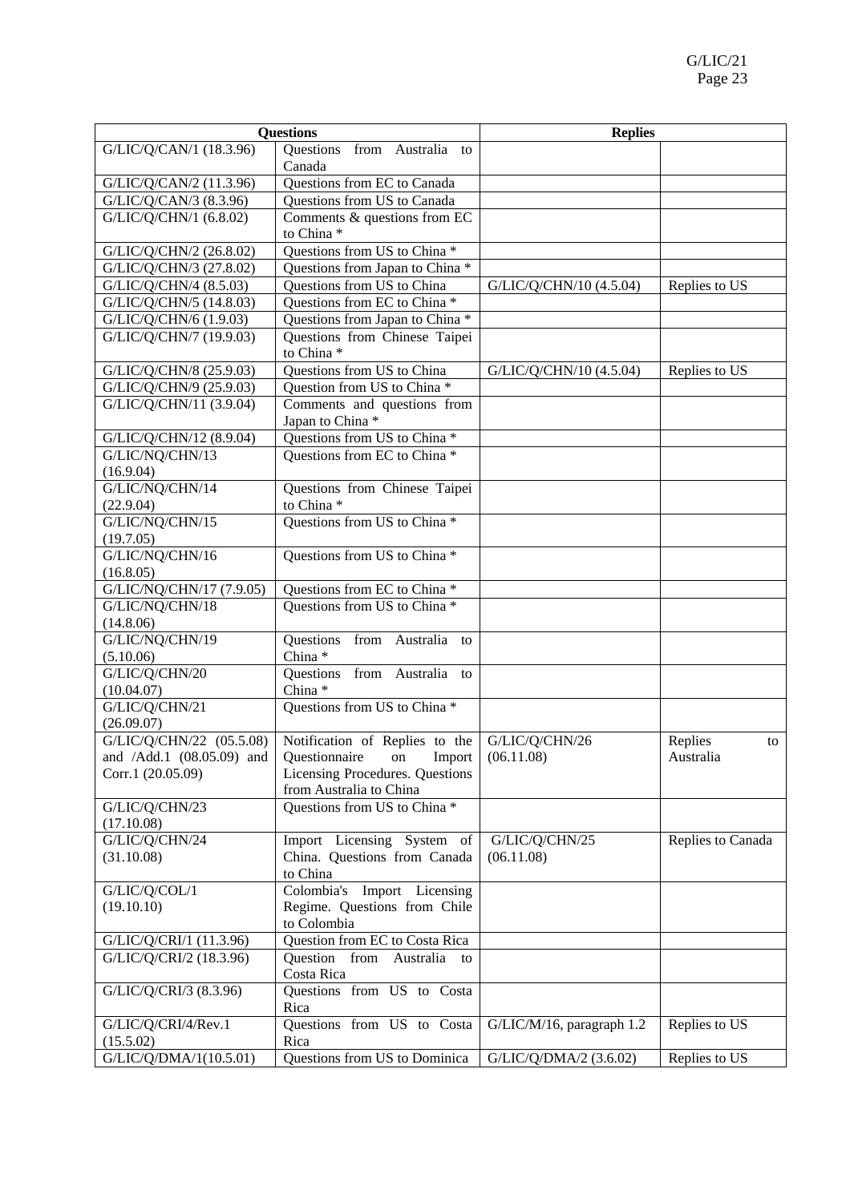| Questions | | Replies | |
|---|---|---|---|
| G/LIC/Q/CAN/1 (18.3.96) | Questions from Australia to Canada | | |
| G/LIC/Q/CAN/2 (11.3.96) | Questions from EC to Canada | | |
| G/LIC/Q/CAN/3 (8.3.96) | Questions from US to Canada | | |
| G/LIC/Q/CHN/1 (6.8.02) | Comments & questions from EC to China * | | |
| G/LIC/Q/CHN/2 (26.8.02) | Questions from US to China * | | |
| G/LIC/Q/CHN/3 (27.8.02) | Questions from Japan to China * | | |
| G/LIC/Q/CHN/4 (8.5.03) | Questions from US to China | G/LIC/Q/CHN/10 (4.5.04) | Replies to US |
| G/LIC/Q/CHN/5 (14.8.03) | Questions from EC to China * | | |
| G/LIC/Q/CHN/6 (1.9.03) | Questions from Japan to China * | | |
| G/LIC/Q/CHN/7 (19.9.03) | Questions from Chinese Taipei to China * | | |
| G/LIC/Q/CHN/8 (25.9.03) | Questions from US to China | G/LIC/Q/CHN/10 (4.5.04) | Replies to US |
| G/LIC/Q/CHN/9 (25.9.03) | Question from US to China * | | |
| G/LIC/Q/CHN/11 (3.9.04) | Comments and questions from Japan to China * | | |
| G/LIC/Q/CHN/12 (8.9.04) | Questions from US to China * | | |
| G/LIC/NQ/CHN/13 (16.9.04) | Questions from EC to China * | | |
| G/LIC/NQ/CHN/14 (22.9.04) | Questions from Chinese Taipei to China * | | |
| G/LIC/NQ/CHN/15 (19.7.05) | Questions from US to China * | | |
| G/LIC/NQ/CHN/16 (16.8.05) | Questions from US to China * | | |
| G/LIC/NQ/CHN/17 (7.9.05) | Questions from EC to China * | | |
| G/LIC/NQ/CHN/18 (14.8.06) | Questions from US to China * | | |
| G/LIC/NQ/CHN/19 (5.10.06) | Questions from Australia to China * | | |
| G/LIC/Q/CHN/20 (10.04.07) | Questions from Australia to China * | | |
| G/LIC/Q/CHN/21 (26.09.07) | Questions from US to China * | | |
| G/LIC/Q/CHN/22 (05.5.08) and /Add.1 (08.05.09) and Corr.1 (20.05.09) | Notification of Replies to the Questionnaire on Import Licensing Procedures. Questions from Australia to China | G/LIC/Q/CHN/26 (06.11.08) | Replies to Australia |
| G/LIC/Q/CHN/23 (17.10.08) | Questions from US to China * | | |
| G/LIC/Q/CHN/24 (31.10.08) | Import Licensing System of China. Questions from Canada to China | G/LIC/Q/CHN/25 (06.11.08) | Replies to Canada |
| G/LIC/Q/COL/1 (19.10.10) | Colombia's Import Licensing Regime. Questions from Chile to Colombia | | |
| G/LIC/Q/CRI/1 (11.3.96) | Question from EC to Costa Rica | | |
| G/LIC/Q/CRI/2 (18.3.96) | Question from Australia to Costa Rica | | |
| G/LIC/Q/CRI/3 (8.3.96) | Questions from US to Costa Rica | | |
| G/LIC/Q/CRI/4/Rev.1 (15.5.02) | Questions from US to Costa Rica | G/LIC/M/16, paragraph 1.2 | Replies to US |
| G/LIC/Q/DMA/1(10.5.01) | Questions from US to Dominica | G/LIC/Q/DMA/2 (3.6.02) | Replies to US |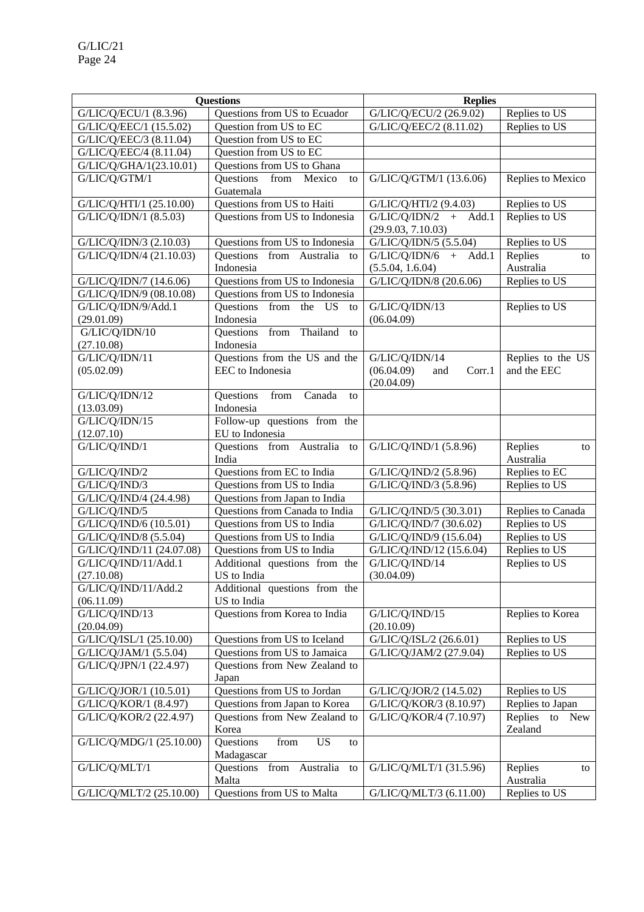| Questions | | Replies | |
|---|---|---|---|
| G/LIC/Q/ECU/1 (8.3.96) | Questions from US to Ecuador | G/LIC/Q/ECU/2 (26.9.02) | Replies to US |
| G/LIC/Q/EEC/1 (15.5.02) | Question from US to EC | G/LIC/Q/EEC/2 (8.11.02) | Replies to US |
| G/LIC/Q/EEC/3 (8.11.04) | Question from US to EC | | |
| G/LIC/Q/EEC/4 (8.11.04) | Question from US to EC | | |
| G/LIC/Q/GHA/1(23.10.01) | Questions from US to Ghana | | |
| G/LIC/Q/GTM/1 | Questions from Mexico to Guatemala | G/LIC/Q/GTM/1 (13.6.06) | Replies to Mexico |
| G/LIC/Q/HTI/1 (25.10.00) | Questions from US to Haiti | G/LIC/Q/HTI/2 (9.4.03) | Replies to US |
| G/LIC/Q/IDN/1 (8.5.03) | Questions from US to Indonesia | G/LIC/Q/IDN/2 + Add.1 (29.9.03, 7.10.03) | Replies to US |
| G/LIC/Q/IDN/3 (2.10.03) | Questions from US to Indonesia | G/LIC/Q/IDN/5 (5.5.04) | Replies to US |
| G/LIC/Q/IDN/4 (21.10.03) | Questions from Australia to Indonesia | G/LIC/Q/IDN/6 + Add.1 (5.5.04, 1.6.04) | Replies to Australia |
| G/LIC/Q/IDN/7 (14.6.06) | Questions from US to Indonesia | G/LIC/Q/IDN/8 (20.6.06) | Replies to US |
| G/LIC/Q/IDN/9 (08.10.08) | Questions from US to Indonesia | | |
| G/LIC/Q/IDN/9/Add.1 (29.01.09) | Questions from the US to Indonesia | G/LIC/Q/IDN/13 (06.04.09) | Replies to US |
| G/LIC/Q/IDN/10 (27.10.08) | Questions from Thailand to Indonesia | | |
| G/LIC/Q/IDN/11 (05.02.09) | Questions from the US and the EEC to Indonesia | G/LIC/Q/IDN/14 (06.04.09) and Corr.1 (20.04.09) | Replies to the US and the EEC |
| G/LIC/Q/IDN/12 (13.03.09) | Questions from Canada to Indonesia | | |
| G/LIC/Q/IDN/15 (12.07.10) | Follow-up questions from the EU to Indonesia | | |
| G/LIC/Q/IND/1 | Questions from Australia to India | G/LIC/Q/IND/1 (5.8.96) | Replies to Australia |
| G/LIC/Q/IND/2 | Questions from EC to India | G/LIC/Q/IND/2 (5.8.96) | Replies to EC |
| G/LIC/Q/IND/3 | Questions from US to India | G/LIC/Q/IND/3 (5.8.96) | Replies to US |
| G/LIC/Q/IND/4 (24.4.98) | Questions from Japan to India | | |
| G/LIC/Q/IND/5 | Questions from Canada to India | G/LIC/Q/IND/5 (30.3.01) | Replies to Canada |
| G/LIC/Q/IND/6 (10.5.01) | Questions from US to India | G/LIC/Q/IND/7 (30.6.02) | Replies to US |
| G/LIC/Q/IND/8 (5.5.04) | Questions from US to India | G/LIC/Q/IND/9 (15.6.04) | Replies to US |
| G/LIC/Q/IND/11 (24.07.08) | Questions from US to India | G/LIC/Q/IND/12 (15.6.04) | Replies to US |
| G/LIC/Q/IND/11/Add.1 (27.10.08) | Additional questions from the US to India | G/LIC/Q/IND/14 (30.04.09) | Replies to US |
| G/LIC/Q/IND/11/Add.2 (06.11.09) | Additional questions from the US to India | | |
| G/LIC/Q/IND/13 (20.04.09) | Questions from Korea to India | G/LIC/Q/IND/15 (20.10.09) | Replies to Korea |
| G/LIC/Q/ISL/1 (25.10.00) | Questions from US to Iceland | G/LIC/Q/ISL/2 (26.6.01) | Replies to US |
| G/LIC/Q/JAM/1 (5.5.04) | Questions from US to Jamaica | G/LIC/Q/JAM/2 (27.9.04) | Replies to US |
| G/LIC/Q/JPN/1 (22.4.97) | Questions from New Zealand to Japan | | |
| G/LIC/Q/JOR/1 (10.5.01) | Questions from US to Jordan | G/LIC/Q/JOR/2 (14.5.02) | Replies to US |
| G/LIC/Q/KOR/1 (8.4.97) | Questions from Japan to Korea | G/LIC/Q/KOR/3 (8.10.97) | Replies to Japan |
| G/LIC/Q/KOR/2 (22.4.97) | Questions from New Zealand to Korea | G/LIC/Q/KOR/4 (7.10.97) | Replies to New Zealand |
| G/LIC/Q/MDG/1 (25.10.00) | Questions from US to Madagascar | | |
| G/LIC/Q/MLT/1 | Questions from Australia to Malta | G/LIC/Q/MLT/1 (31.5.96) | Replies to Australia |
| G/LIC/Q/MLT/2 (25.10.00) | Questions from US to Malta | G/LIC/Q/MLT/3 (6.11.00) | Replies to US |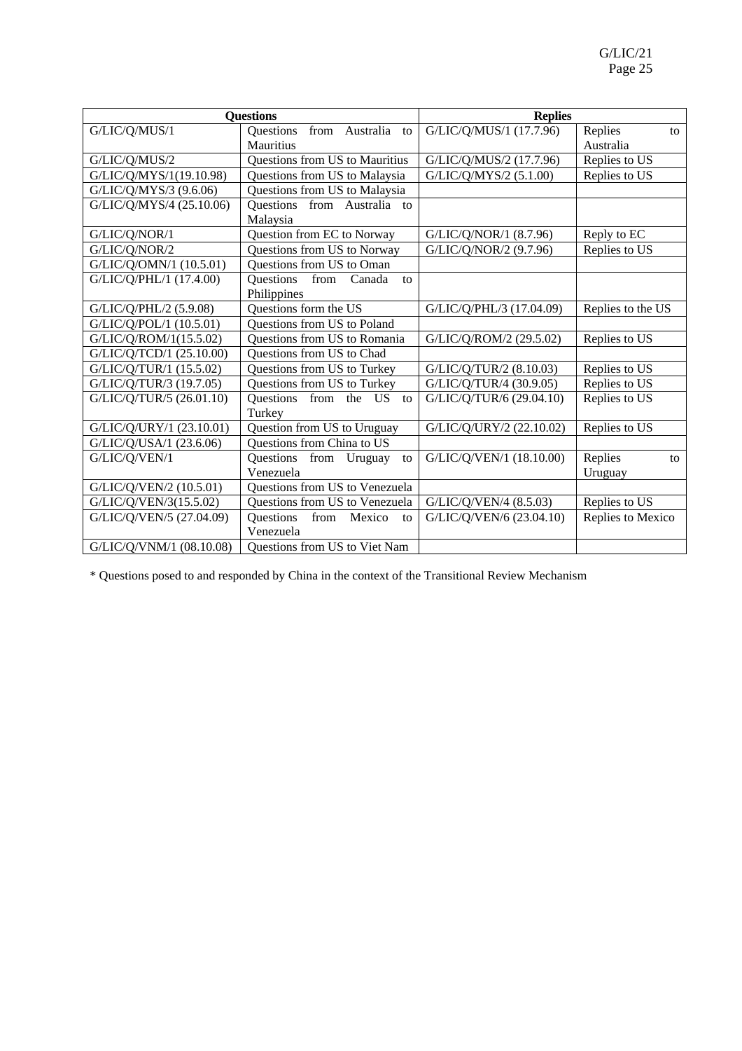| Questions | | Replies | |
|---|---|---|---|
| G/LIC/Q/MUS/1 | Questions from Australia to Mauritius | G/LIC/Q/MUS/1 (17.7.96) | Replies to Australia |
| G/LIC/Q/MUS/2 | Questions from US to Mauritius | G/LIC/Q/MUS/2 (17.7.96) | Replies to US |
| G/LIC/Q/MYS/1(19.10.98) | Questions from US to Malaysia | G/LIC/Q/MYS/2 (5.1.00) | Replies to US |
| G/LIC/Q/MYS/3 (9.6.06) | Questions from US to Malaysia | | |
| G/LIC/Q/MYS/4 (25.10.06) | Questions from Australia to Malaysia | | |
| G/LIC/Q/NOR/1 | Question from EC to Norway | G/LIC/Q/NOR/1 (8.7.96) | Reply to EC |
| G/LIC/Q/NOR/2 | Questions from US to Norway | G/LIC/Q/NOR/2 (9.7.96) | Replies to US |
| G/LIC/Q/OMN/1 (10.5.01) | Questions from US to Oman | | |
| G/LIC/Q/PHL/1 (17.4.00) | Questions from Canada to Philippines | | |
| G/LIC/Q/PHL/2 (5.9.08) | Questions form the US | G/LIC/Q/PHL/3 (17.04.09) | Replies to the US |
| G/LIC/Q/POL/1 (10.5.01) | Questions from US to Poland | | |
| G/LIC/Q/ROM/1(15.5.02) | Questions from US to Romania | G/LIC/Q/ROM/2 (29.5.02) | Replies to US |
| G/LIC/Q/TCD/1 (25.10.00) | Questions from US to Chad | | |
| G/LIC/Q/TUR/1 (15.5.02) | Questions from US to Turkey | G/LIC/Q/TUR/2 (8.10.03) | Replies to US |
| G/LIC/Q/TUR/3 (19.7.05) | Questions from US to Turkey | G/LIC/Q/TUR/4 (30.9.05) | Replies to US |
| G/LIC/Q/TUR/5 (26.01.10) | Questions from the US to Turkey | G/LIC/Q/TUR/6 (29.04.10) | Replies to US |
| G/LIC/Q/URY/1 (23.10.01) | Question from US to Uruguay | G/LIC/Q/URY/2 (22.10.02) | Replies to US |
| G/LIC/Q/USA/1 (23.6.06) | Questions from China to US | | |
| G/LIC/Q/VEN/1 | Questions from Uruguay to Venezuela | G/LIC/Q/VEN/1 (18.10.00) | Replies to Uruguay |
| G/LIC/Q/VEN/2 (10.5.01) | Questions from US to Venezuela | | |
| G/LIC/Q/VEN/3(15.5.02) | Questions from US to Venezuela | G/LIC/Q/VEN/4 (8.5.03) | Replies to US |
| G/LIC/Q/VEN/5 (27.04.09) | Questions from Mexico to Venezuela | G/LIC/Q/VEN/6 (23.04.10) | Replies to Mexico |
| G/LIC/Q/VNM/1 (08.10.08) | Questions from US to Viet Nam | | |

* Questions posed to and responded by China in the context of the Transitional Review Mechanism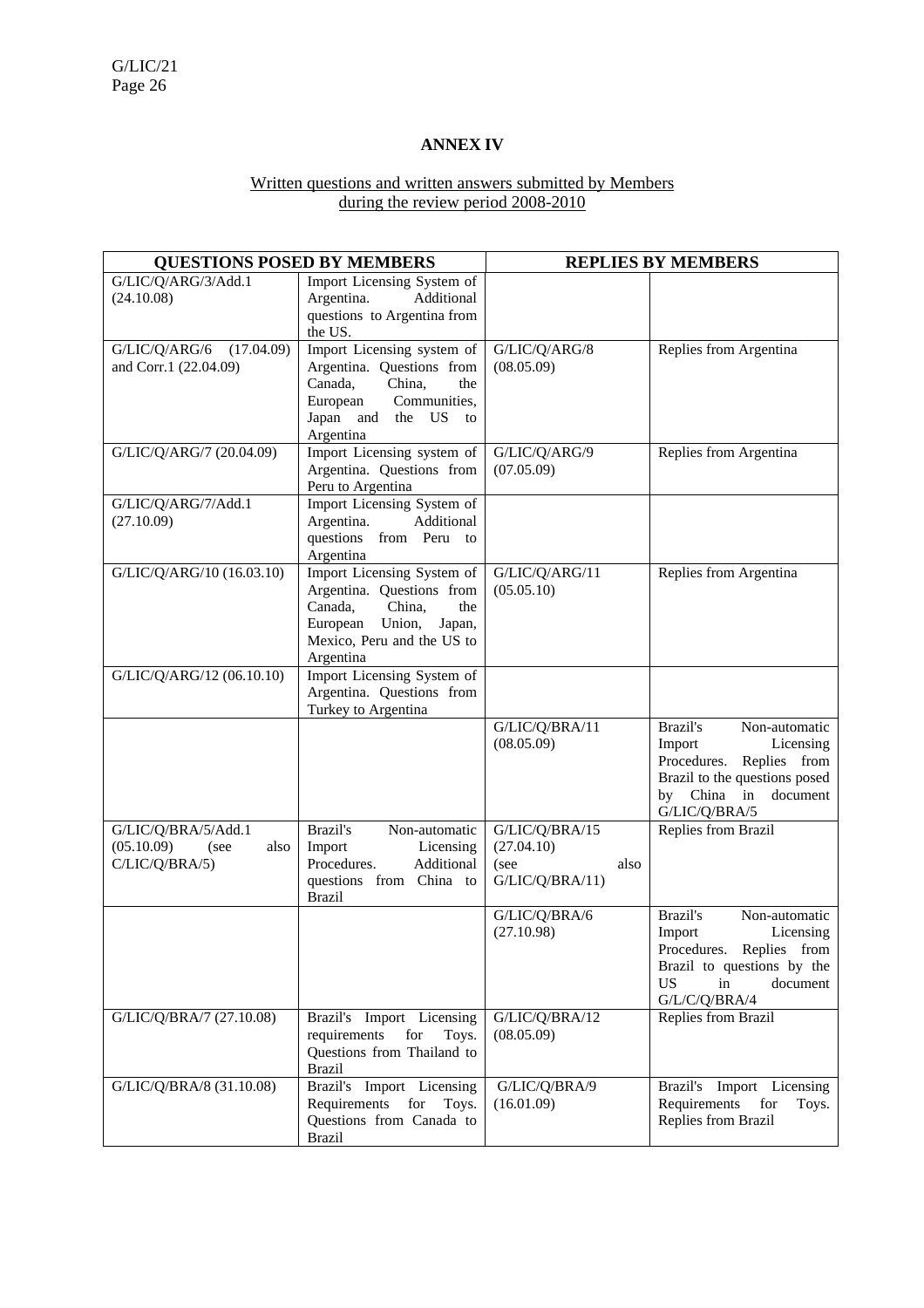## ANNEX IV

Written questions and written answers submitted by Members during the review period 2008-2010

| QUESTIONS POSED BY MEMBERS | | REPLIES BY MEMBERS | |
|---|---|---|---|
| G/LIC/Q/ARG/3/Add.1 (24.10.08) | Import Licensing System of Argentina. Additional questions to Argentina from the US. | | |
| G/LIC/Q/ARG/6 (17.04.09) and Corr.1 (22.04.09) | Import Licensing system of Argentina. Questions from Canada, China, the European Communities, Japan and the US to Argentina | G/LIC/Q/ARG/8 (08.05.09) | Replies from Argentina |
| G/LIC/Q/ARG/7 (20.04.09) | Import Licensing system of Argentina. Questions from Peru to Argentina | G/LIC/Q/ARG/9 (07.05.09) | Replies from Argentina |
| G/LIC/Q/ARG/7/Add.1 (27.10.09) | Import Licensing System of Argentina. Additional questions from Peru to Argentina | | |
| G/LIC/Q/ARG/10 (16.03.10) | Import Licensing System of Argentina. Questions from Canada, China, the European Union, Japan, Mexico, Peru and the US to Argentina | G/LIC/Q/ARG/11 (05.05.10) | Replies from Argentina |
| G/LIC/Q/ARG/12 (06.10.10) | Import Licensing System of Argentina. Questions from Turkey to Argentina | | |
| | | G/LIC/Q/BRA/11 (08.05.09) | Brazil's Non-automatic Import Licensing Procedures. Replies from Brazil to the questions posed by China in document G/LIC/Q/BRA/5 |
| G/LIC/Q/BRA/5/Add.1 (05.10.09) (see also C/LIC/Q/BRA/5) | Brazil's Non-automatic Import Licensing Procedures. Additional questions from China to Brazil | G/LIC/Q/BRA/15 (27.04.10) (see also G/LIC/Q/BRA/11) | Replies from Brazil |
| | | G/LIC/Q/BRA/6 (27.10.98) | Brazil's Non-automatic Import Licensing Procedures. Replies from Brazil to questions by the US in document G/L/C/Q/BRA/4 |
| G/LIC/Q/BRA/7 (27.10.08) | Brazil's Import Licensing requirements for Toys. Questions from Thailand to Brazil | G/LIC/Q/BRA/12 (08.05.09) | Replies from Brazil |
| G/LIC/Q/BRA/8 (31.10.08) | Brazil's Import Licensing Requirements for Toys. Questions from Canada to Brazil | G/LIC/Q/BRA/9 (16.01.09) | Brazil's Import Licensing Requirements for Toys. Replies from Brazil |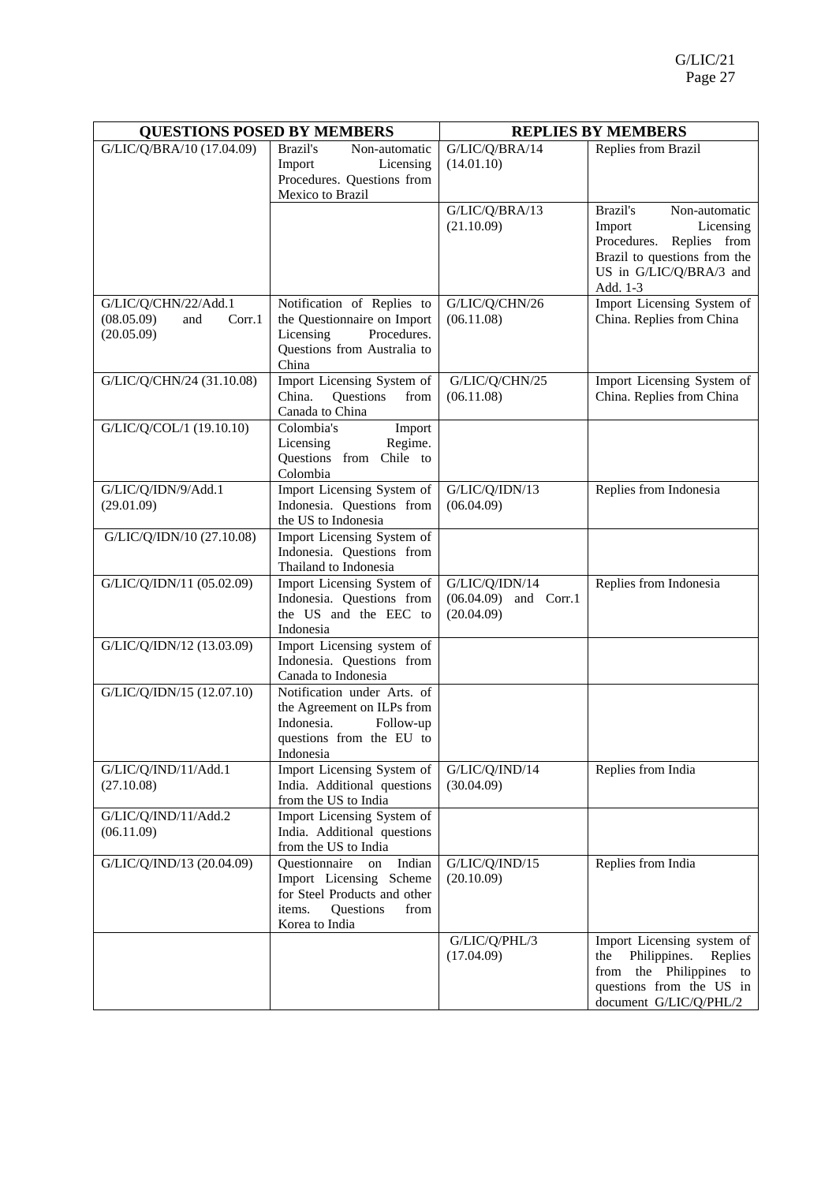| QUESTIONS POSED BY MEMBERS | | REPLIES BY MEMBERS | |
|---|---|---|---|
| G/LIC/Q/BRA/10 (17.04.09) | Brazil's Non-automatic Import Licensing Procedures. Questions from Mexico to Brazil | G/LIC/Q/BRA/14 (14.01.10) | Replies from Brazil |
| | | G/LIC/Q/BRA/13 (21.10.09) | Brazil's Non-automatic Import Licensing Procedures. Replies from Brazil to questions from the US in G/LIC/Q/BRA/3 and Add. 1-3 |
| G/LIC/Q/CHN/22/Add.1 (08.05.09) and Corr.1 (20.05.09) | Notification of Replies to the Questionnaire on Import Licensing Procedures. Questions from Australia to China | G/LIC/Q/CHN/26 (06.11.08) | Import Licensing System of China. Replies from China |
| G/LIC/Q/CHN/24 (31.10.08) | Import Licensing System of China. Questions from Canada to China | G/LIC/Q/CHN/25 (06.11.08) | Import Licensing System of China. Replies from China |
| G/LIC/Q/COL/1 (19.10.10) | Colombia's Import Licensing Regime. Questions from Chile to Colombia | | |
| G/LIC/Q/IDN/9/Add.1 (29.01.09) | Import Licensing System of Indonesia. Questions from the US to Indonesia | G/LIC/Q/IDN/13 (06.04.09) | Replies from Indonesia |
| G/LIC/Q/IDN/10 (27.10.08) | Import Licensing System of Indonesia. Questions from Thailand to Indonesia | | |
| G/LIC/Q/IDN/11 (05.02.09) | Import Licensing System of Indonesia. Questions from the US and the EEC to Indonesia | G/LIC/Q/IDN/14 (06.04.09) and Corr.1 (20.04.09) | Replies from Indonesia |
| G/LIC/Q/IDN/12 (13.03.09) | Import Licensing system of Indonesia. Questions from Canada to Indonesia | | |
| G/LIC/Q/IDN/15 (12.07.10) | Notification under Arts. of the Agreement on ILPs from Indonesia. Follow-up questions from the EU to Indonesia | | |
| G/LIC/Q/IND/11/Add.1 (27.10.08) | Import Licensing System of India. Additional questions from the US to India | G/LIC/Q/IND/14 (30.04.09) | Replies from India |
| G/LIC/Q/IND/11/Add.2 (06.11.09) | Import Licensing System of India. Additional questions from the US to India | | |
| G/LIC/Q/IND/13 (20.04.09) | Questionnaire on Indian Import Licensing Scheme for Steel Products and other items. Questions from Korea to India | G/LIC/Q/IND/15 (20.10.09) | Replies from India |
| | | G/LIC/Q/PHL/3 (17.04.09) | Import Licensing system of the Philippines. Replies from the Philippines to questions from the US in document G/LIC/Q/PHL/2 |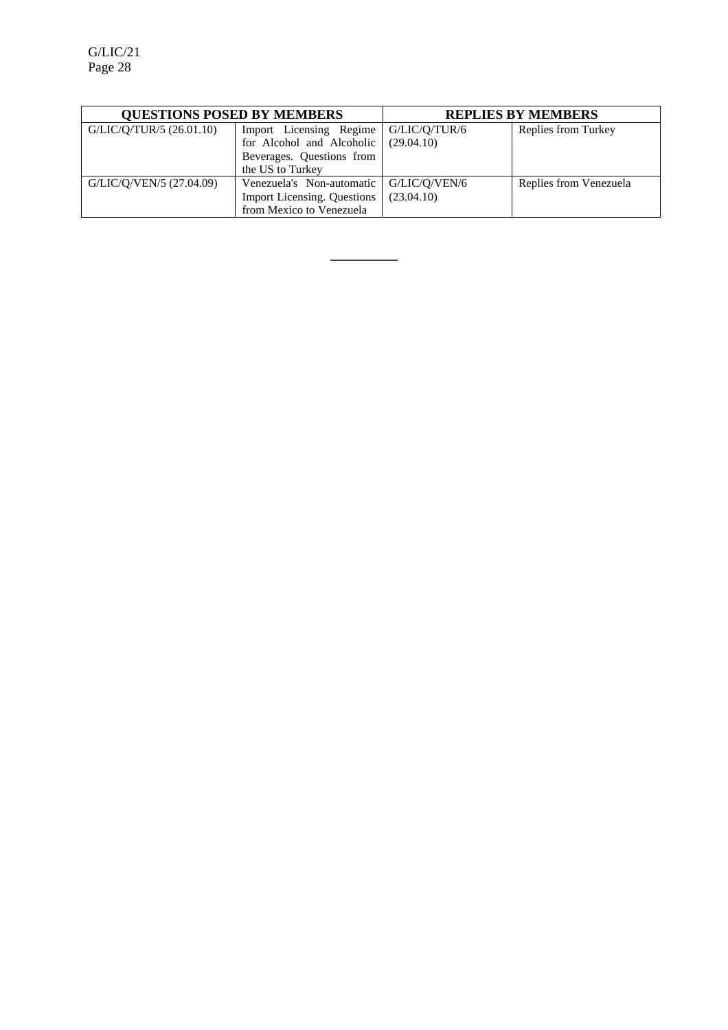| QUESTIONS POSED BY MEMBERS | | REPLIES BY MEMBERS | |
|---|---|---|---|
| G/LIC/Q/TUR/5 (26.01.10) | Import Licensing Regime for Alcohol and Alcoholic Beverages. Questions from the US to Turkey | G/LIC/Q/TUR/6 (29.04.10) | Replies from Turkey |
| G/LIC/Q/VEN/5 (27.04.09) | Venezuela's Non-automatic Import Licensing. Questions from Mexico to Venezuela | G/LIC/Q/VEN/6 (23.04.10) | Replies from Venezuela |

__________